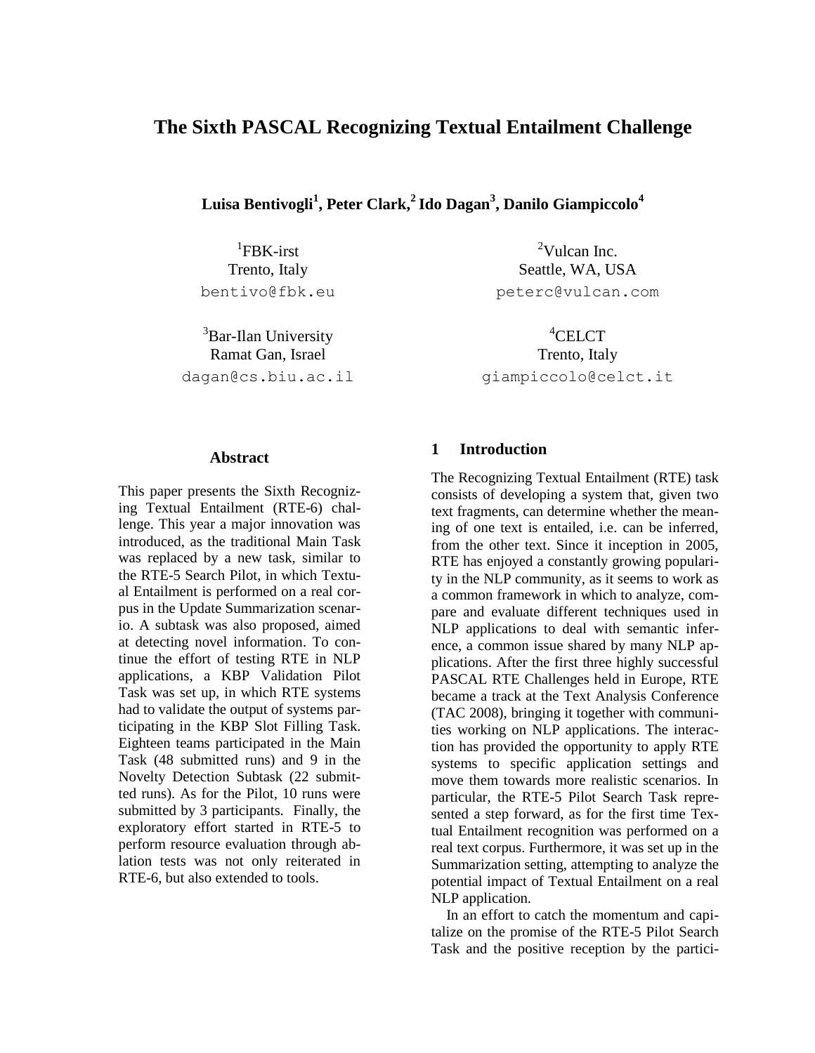# The Sixth PASCAL Recognizing Textual Entailment Challenge

**Luisa Bentivogli[1], Peter Clark,[2] Ido Dagan[3], Danilo Giampiccolo[4]**

[1]FBK-irst
Trento, Italy
bentivo@fbk.eu

[2]Vulcan Inc.
Seattle, WA, USA
peterc@vulcan.com

[3]Bar-Ilan University
Ramat Gan, Israel
dagan@cs.biu.ac.il

[4]CELCT
Trento, Italy
giampiccolo@celct.it

## Abstract

This paper presents the Sixth Recognizing Textual Entailment (RTE-6) challenge. This year a major innovation was introduced, as the traditional Main Task was replaced by a new task, similar to the RTE-5 Search Pilot, in which Textual Entailment is performed on a real corpus in the Update Summarization scenario. A subtask was also proposed, aimed at detecting novel information. To continue the effort of testing RTE in NLP applications, a KBP Validation Pilot Task was set up, in which RTE systems had to validate the output of systems participating in the KBP Slot Filling Task. Eighteen teams participated in the Main Task (48 submitted runs) and 9 in the Novelty Detection Subtask (22 submitted runs). As for the Pilot, 10 runs were submitted by 3 participants. Finally, the exploratory effort started in RTE-5 to perform resource evaluation through ablation tests was not only reiterated in RTE-6, but also extended to tools.

## 1 Introduction

The Recognizing Textual Entailment (RTE) task consists of developing a system that, given two text fragments, can determine whether the meaning of one text is entailed, i.e. can be inferred, from the other text. Since it inception in 2005, RTE has enjoyed a constantly growing popularity in the NLP community, as it seems to work as a common framework in which to analyze, compare and evaluate different techniques used in NLP applications to deal with semantic inference, a common issue shared by many NLP applications. After the first three highly successful PASCAL RTE Challenges held in Europe, RTE became a track at the Text Analysis Conference (TAC 2008), bringing it together with communities working on NLP applications. The interaction has provided the opportunity to apply RTE systems to specific application settings and move them towards more realistic scenarios. In particular, the RTE-5 Pilot Search Task represented a step forward, as for the first time Textual Entailment recognition was performed on a real text corpus. Furthermore, it was set up in the Summarization setting, attempting to analyze the potential impact of Textual Entailment on a real NLP application.

In an effort to catch the momentum and capitalize on the promise of the RTE-5 Pilot Search Task and the positive reception by the partici-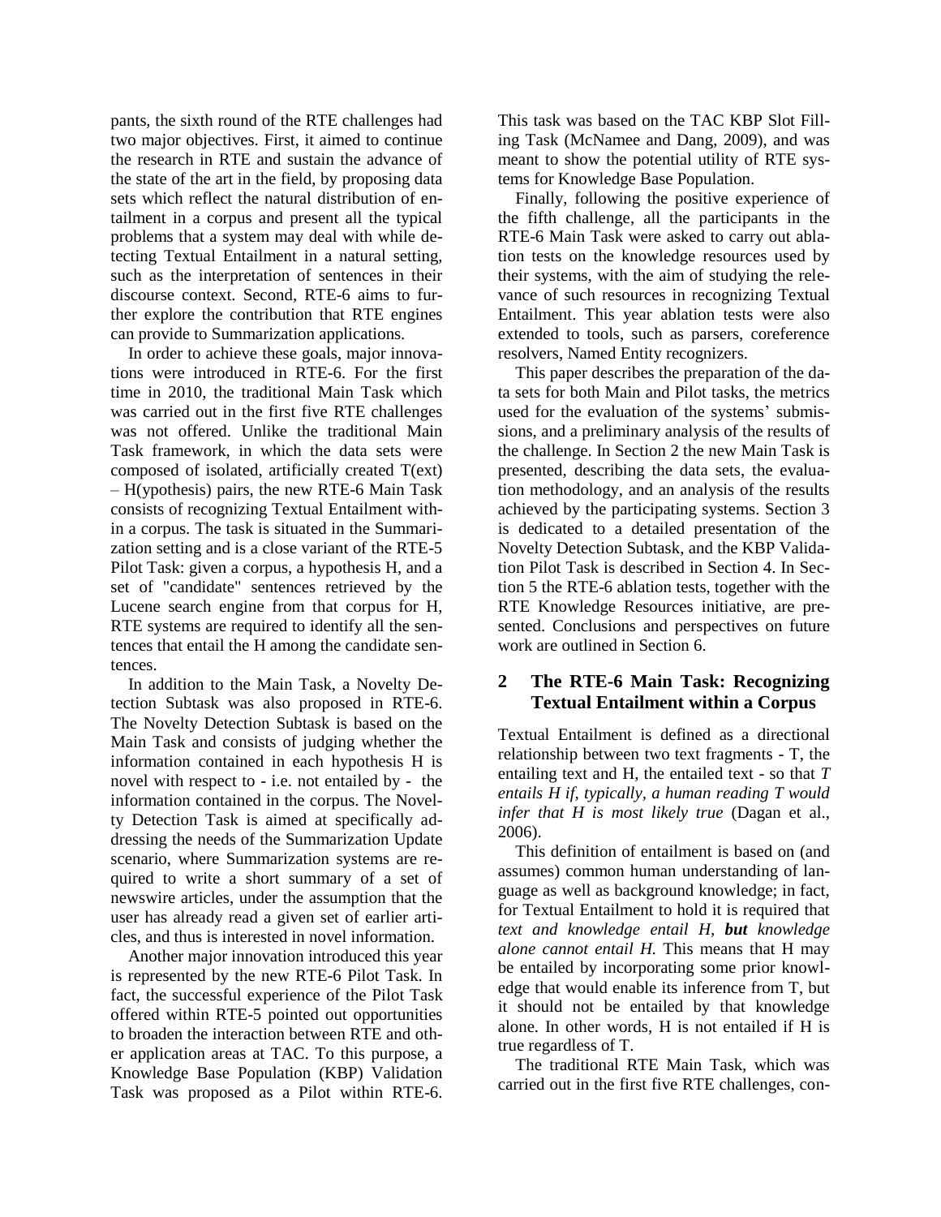pants, the sixth round of the RTE challenges had two major objectives. First, it aimed to continue the research in RTE and sustain the advance of the state of the art in the field, by proposing data sets which reflect the natural distribution of entailment in a corpus and present all the typical problems that a system may deal with while detecting Textual Entailment in a natural setting, such as the interpretation of sentences in their discourse context. Second, RTE-6 aims to further explore the contribution that RTE engines can provide to Summarization applications.

In order to achieve these goals, major innovations were introduced in RTE-6. For the first time in 2010, the traditional Main Task which was carried out in the first five RTE challenges was not offered. Unlike the traditional Main Task framework, in which the data sets were composed of isolated, artificially created T(ext) – H(ypothesis) pairs, the new RTE-6 Main Task consists of recognizing Textual Entailment within a corpus. The task is situated in the Summarization setting and is a close variant of the RTE-5 Pilot Task: given a corpus, a hypothesis H, and a set of "candidate" sentences retrieved by the Lucene search engine from that corpus for H, RTE systems are required to identify all the sentences that entail the H among the candidate sentences.

In addition to the Main Task, a Novelty Detection Subtask was also proposed in RTE-6. The Novelty Detection Subtask is based on the Main Task and consists of judging whether the information contained in each hypothesis H is novel with respect to - i.e. not entailed by - the information contained in the corpus. The Novelty Detection Task is aimed at specifically addressing the needs of the Summarization Update scenario, where Summarization systems are required to write a short summary of a set of newswire articles, under the assumption that the user has already read a given set of earlier articles, and thus is interested in novel information.

Another major innovation introduced this year is represented by the new RTE-6 Pilot Task. In fact, the successful experience of the Pilot Task offered within RTE-5 pointed out opportunities to broaden the interaction between RTE and other application areas at TAC. To this purpose, a Knowledge Base Population (KBP) Validation Task was proposed as a Pilot within RTE-6. This task was based on the TAC KBP Slot Filling Task (McNamee and Dang, 2009), and was meant to show the potential utility of RTE systems for Knowledge Base Population.

Finally, following the positive experience of the fifth challenge, all the participants in the RTE-6 Main Task were asked to carry out ablation tests on the knowledge resources used by their systems, with the aim of studying the relevance of such resources in recognizing Textual Entailment. This year ablation tests were also extended to tools, such as parsers, coreference resolvers, Named Entity recognizers.

This paper describes the preparation of the data sets for both Main and Pilot tasks, the metrics used for the evaluation of the systems' submissions, and a preliminary analysis of the results of the challenge. In Section 2 the new Main Task is presented, describing the data sets, the evaluation methodology, and an analysis of the results achieved by the participating systems. Section 3 is dedicated to a detailed presentation of the Novelty Detection Subtask, and the KBP Validation Pilot Task is described in Section 4. In Section 5 the RTE-6 ablation tests, together with the RTE Knowledge Resources initiative, are presented. Conclusions and perspectives on future work are outlined in Section 6.

## 2 The RTE-6 Main Task: Recognizing Textual Entailment within a Corpus

Textual Entailment is defined as a directional relationship between two text fragments - T, the entailing text and H, the entailed text - so that *T entails H if, typically, a human reading T would infer that H is most likely true* (Dagan et al., 2006).

This definition of entailment is based on (and assumes) common human understanding of language as well as background knowledge; in fact, for Textual Entailment to hold it is required that *text and knowledge entail H,* ***but*** *knowledge alone cannot entail H.* This means that H may be entailed by incorporating some prior knowledge that would enable its inference from T, but it should not be entailed by that knowledge alone. In other words, H is not entailed if H is true regardless of T.

The traditional RTE Main Task, which was carried out in the first five RTE challenges, con-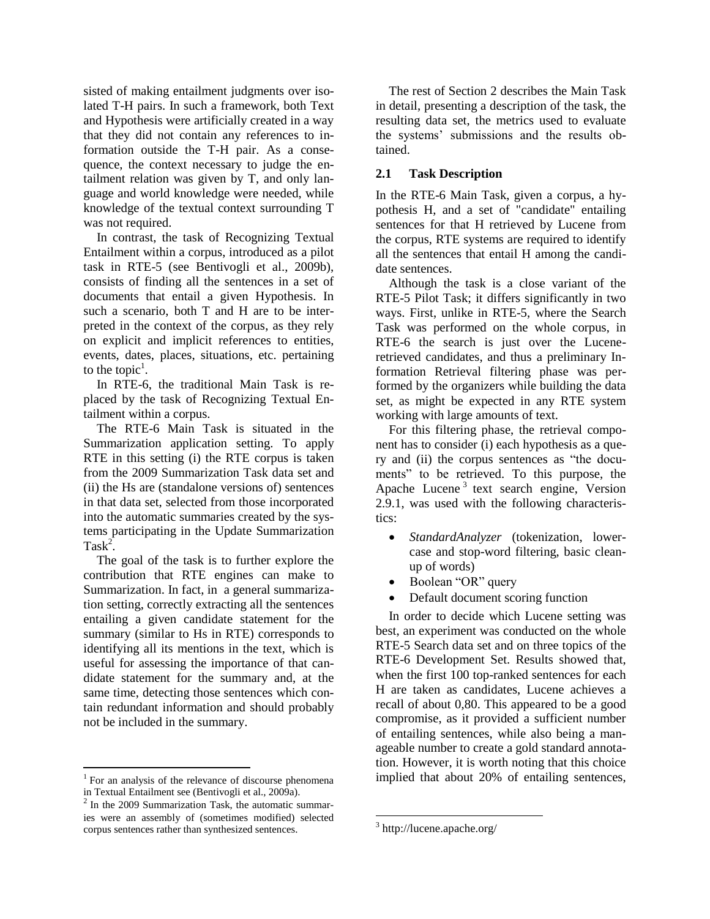sisted of making entailment judgments over isolated T-H pairs. In such a framework, both Text and Hypothesis were artificially created in a way that they did not contain any references to information outside the T-H pair. As a consequence, the context necessary to judge the entailment relation was given by T, and only language and world knowledge were needed, while knowledge of the textual context surrounding T was not required.

In contrast, the task of Recognizing Textual Entailment within a corpus, introduced as a pilot task in RTE-5 (see Bentivogli et al., 2009b), consists of finding all the sentences in a set of documents that entail a given Hypothesis. In such a scenario, both T and H are to be interpreted in the context of the corpus, as they rely on explicit and implicit references to entities, events, dates, places, situations, etc. pertaining to the topic[1].

In RTE-6, the traditional Main Task is replaced by the task of Recognizing Textual Entailment within a corpus.

The RTE-6 Main Task is situated in the Summarization application setting. To apply RTE in this setting (i) the RTE corpus is taken from the 2009 Summarization Task data set and (ii) the Hs are (standalone versions of) sentences in that data set, selected from those incorporated into the automatic summaries created by the systems participating in the Update Summarization Task[2].

The goal of the task is to further explore the contribution that RTE engines can make to Summarization. In fact, in a general summarization setting, correctly extracting all the sentences entailing a given candidate statement for the summary (similar to Hs in RTE) corresponds to identifying all its mentions in the text, which is useful for assessing the importance of that candidate statement for the summary and, at the same time, detecting those sentences which contain redundant information and should probably not be included in the summary.

The rest of Section 2 describes the Main Task in detail, presenting a description of the task, the resulting data set, the metrics used to evaluate the systems' submissions and the results obtained.

### 2.1 Task Description

In the RTE-6 Main Task, given a corpus, a hypothesis H, and a set of "candidate" entailing sentences for that H retrieved by Lucene from the corpus, RTE systems are required to identify all the sentences that entail H among the candidate sentences.

Although the task is a close variant of the RTE-5 Pilot Task; it differs significantly in two ways. First, unlike in RTE-5, where the Search Task was performed on the whole corpus, in RTE-6 the search is just over the Lucene-retrieved candidates, and thus a preliminary Information Retrieval filtering phase was performed by the organizers while building the data set, as might be expected in any RTE system working with large amounts of text.

For this filtering phase, the retrieval component has to consider (i) each hypothesis as a query and (ii) the corpus sentences as "the documents" to be retrieved. To this purpose, the Apache Lucene[3] text search engine, Version 2.9.1, was used with the following characteristics:

- *StandardAnalyzer* (tokenization, lowercase and stop-word filtering, basic clean-up of words)
- Boolean "OR" query
- Default document scoring function

In order to decide which Lucene setting was best, an experiment was conducted on the whole RTE-5 Search data set and on three topics of the RTE-6 Development Set. Results showed that, when the first 100 top-ranked sentences for each H are taken as candidates, Lucene achieves a recall of about 0,80. This appeared to be a good compromise, as it provided a sufficient number of entailing sentences, while also being a manageable number to create a gold standard annotation. However, it is worth noting that this choice implied that about 20% of entailing sentences,

[1] For an analysis of the relevance of discourse phenomena in Textual Entailment see (Bentivogli et al., 2009a).

[2] In the 2009 Summarization Task, the automatic summaries were an assembly of (sometimes modified) selected corpus sentences rather than synthesized sentences.

[3] http://lucene.apache.org/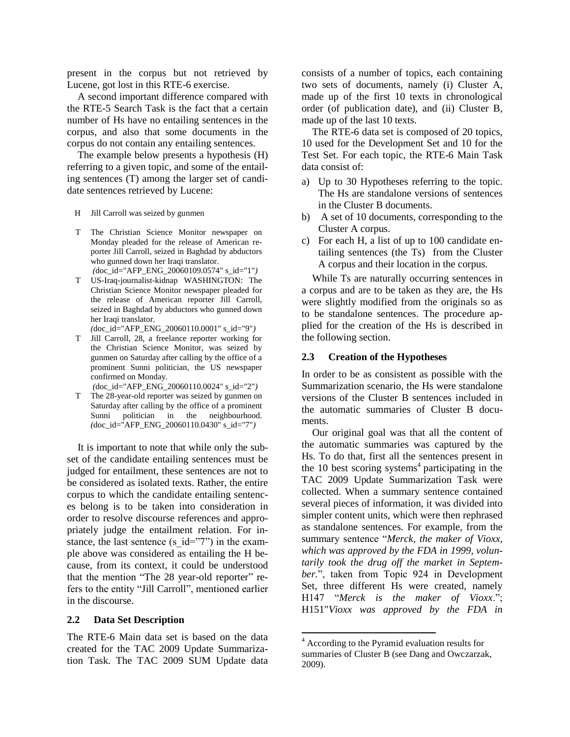present in the corpus but not retrieved by Lucene, got lost in this RTE-6 exercise.

A second important difference compared with the RTE-5 Search Task is the fact that a certain number of Hs have no entailing sentences in the corpus, and also that some documents in the corpus do not contain any entailing sentences.

The example below presents a hypothesis (H) referring to a given topic, and some of the entailing sentences (T) among the larger set of candidate sentences retrieved by Lucene:

H Jill Carroll was seized by gunmen

T The Christian Science Monitor newspaper on Monday pleaded for the release of American reporter Jill Carroll, seized in Baghdad by abductors who gunned down her Iraqi translator. *(*doc_id="AFP_ENG_20060109.0574" s_id="1"*)*

T US-Iraq-journalist-kidnap WASHINGTON: The Christian Science Monitor newspaper pleaded for the release of American reporter Jill Carroll, seized in Baghdad by abductors who gunned down her Iraqi translator. *(*doc_id="AFP_ENG_20060110.0001" s_id="9"*)*

T Jill Carroll, 28, a freelance reporter working for the Christian Science Monitor, was seized by gunmen on Saturday after calling by the office of a prominent Sunni politician, the US newspaper confirmed on Monday. *(*doc_id="AFP_ENG_20060110.0024" s_id="2"*)*

T The 28-year-old reporter was seized by gunmen on Saturday after calling by the office of a prominent Sunni politician in the neighbourhood. *(*doc_id="AFP_ENG_20060110.0430" s_id="7"*)*

It is important to note that while only the subset of the candidate entailing sentences must be judged for entailment, these sentences are not to be considered as isolated texts. Rather, the entire corpus to which the candidate entailing sentences belong is to be taken into consideration in order to resolve discourse references and appropriately judge the entailment relation. For instance, the last sentence (s_id="7") in the example above was considered as entailing the H because, from its context, it could be understood that the mention "The 28 year-old reporter" refers to the entity "Jill Carroll", mentioned earlier in the discourse.

## 2.2 Data Set Description

The RTE-6 Main data set is based on the data created for the TAC 2009 Update Summarization Task. The TAC 2009 SUM Update data consists of a number of topics, each containing two sets of documents, namely (i) Cluster A, made up of the first 10 texts in chronological order (of publication date), and (ii) Cluster B, made up of the last 10 texts.

The RTE-6 data set is composed of 20 topics, 10 used for the Development Set and 10 for the Test Set. For each topic, the RTE-6 Main Task data consist of:

a) Up to 30 Hypotheses referring to the topic. The Hs are standalone versions of sentences in the Cluster B documents.
b) A set of 10 documents, corresponding to the Cluster A corpus.
c) For each H, a list of up to 100 candidate entailing sentences (the Ts) from the Cluster A corpus and their location in the corpus.

While Ts are naturally occurring sentences in a corpus and are to be taken as they are, the Hs were slightly modified from the originals so as to be standalone sentences. The procedure applied for the creation of the Hs is described in the following section.

## 2.3 Creation of the Hypotheses

In order to be as consistent as possible with the Summarization scenario, the Hs were standalone versions of the Cluster B sentences included in the automatic summaries of Cluster B documents.

Our original goal was that all the content of the automatic summaries was captured by the Hs. To do that, first all the sentences present in the 10 best scoring systems[4] participating in the TAC 2009 Update Summarization Task were collected. When a summary sentence contained several pieces of information, it was divided into simpler content units, which were then rephrased as standalone sentences. For example, from the summary sentence "*Merck, the maker of Vioxx, which was approved by the FDA in 1999, voluntarily took the drug off the market in September.*", taken from Topic 924 in Development Set, three different Hs were created, namely H147 "*Merck is the maker of Vioxx.*"; H151"*Vioxx was approved by the FDA in*

[4] According to the Pyramid evaluation results for summaries of Cluster B (see Dang and Owczarzak, 2009).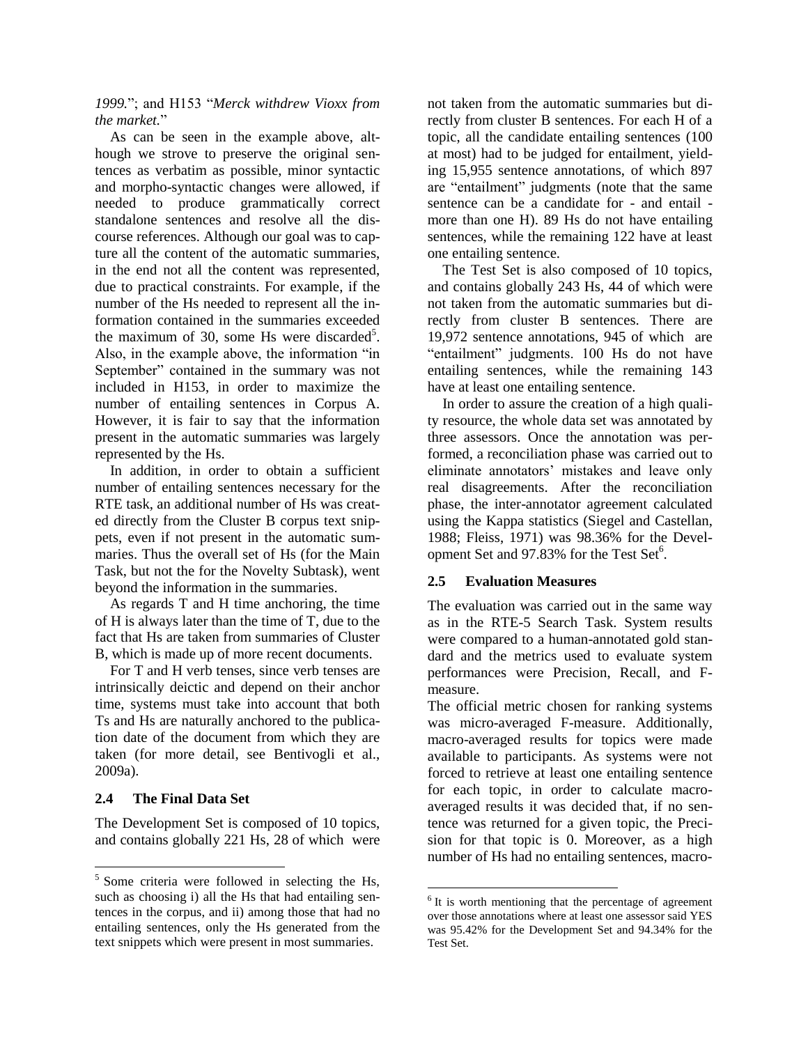*1999.*"; and H153 "*Merck withdrew Vioxx from the market.*"

As can be seen in the example above, although we strove to preserve the original sentences as verbatim as possible, minor syntactic and morpho-syntactic changes were allowed, if needed to produce grammatically correct standalone sentences and resolve all the discourse references. Although our goal was to capture all the content of the automatic summaries, in the end not all the content was represented, due to practical constraints. For example, if the number of the Hs needed to represent all the information contained in the summaries exceeded the maximum of 30, some Hs were discarded[5]. Also, in the example above, the information "in September" contained in the summary was not included in H153, in order to maximize the number of entailing sentences in Corpus A. However, it is fair to say that the information present in the automatic summaries was largely represented by the Hs.

In addition, in order to obtain a sufficient number of entailing sentences necessary for the RTE task, an additional number of Hs was created directly from the Cluster B corpus text snippets, even if not present in the automatic summaries. Thus the overall set of Hs (for the Main Task, but not the for the Novelty Subtask), went beyond the information in the summaries.

As regards T and H time anchoring, the time of H is always later than the time of T, due to the fact that Hs are taken from summaries of Cluster B, which is made up of more recent documents.

For T and H verb tenses, since verb tenses are intrinsically deictic and depend on their anchor time, systems must take into account that both Ts and Hs are naturally anchored to the publication date of the document from which they are taken (for more detail, see Bentivogli et al., 2009a).

### 2.4 The Final Data Set

The Development Set is composed of 10 topics, and contains globally 221 Hs, 28 of which were not taken from the automatic summaries but directly from cluster B sentences. For each H of a topic, all the candidate entailing sentences (100 at most) had to be judged for entailment, yielding 15,955 sentence annotations, of which 897 are "entailment" judgments (note that the same sentence can be a candidate for - and entail - more than one H). 89 Hs do not have entailing sentences, while the remaining 122 have at least one entailing sentence.

The Test Set is also composed of 10 topics, and contains globally 243 Hs, 44 of which were not taken from the automatic summaries but directly from cluster B sentences. There are 19,972 sentence annotations, 945 of which are "entailment" judgments. 100 Hs do not have entailing sentences, while the remaining 143 have at least one entailing sentence.

In order to assure the creation of a high quality resource, the whole data set was annotated by three assessors. Once the annotation was performed, a reconciliation phase was carried out to eliminate annotators' mistakes and leave only real disagreements. After the reconciliation phase, the inter-annotator agreement calculated using the Kappa statistics (Siegel and Castellan, 1988; Fleiss, 1971) was 98.36% for the Development Set and 97.83% for the Test Set[6].

### 2.5 Evaluation Measures

The evaluation was carried out in the same way as in the RTE-5 Search Task. System results were compared to a human-annotated gold standard and the metrics used to evaluate system performances were Precision, Recall, and F-measure.

The official metric chosen for ranking systems was micro-averaged F-measure. Additionally, macro-averaged results for topics were made available to participants. As systems were not forced to retrieve at least one entailing sentence for each topic, in order to calculate macro-averaged results it was decided that, if no sentence was returned for a given topic, the Precision for that topic is 0. Moreover, as a high number of Hs had no entailing sentences, macro-

---

[5] Some criteria were followed in selecting the Hs, such as choosing i) all the Hs that had entailing sentences in the corpus, and ii) among those that had no entailing sentences, only the Hs generated from the text snippets which were present in most summaries.

[6] It is worth mentioning that the percentage of agreement over those annotations where at least one assessor said YES was 95.42% for the Development Set and 94.34% for the Test Set.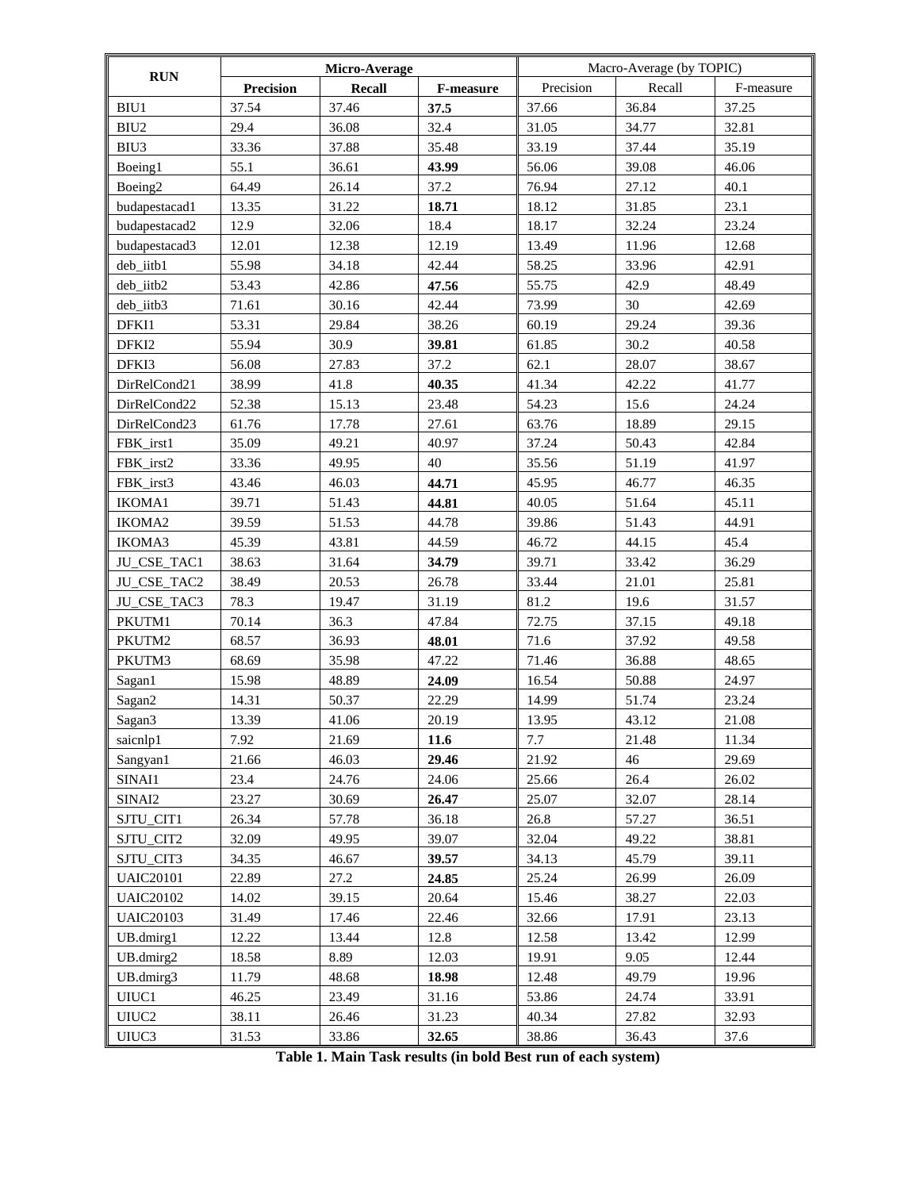| RUN | Micro-Average | | | Macro-Average (by TOPIC) | | |
|---|---|---|---|---|---|---|
| | **Precision** | **Recall** | **F-measure** | Precision | Recall | F-measure |
| BIU1 | 37.54 | 37.46 | **37.5** | 37.66 | 36.84 | 37.25 |
| BIU2 | 29.4 | 36.08 | 32.4 | 31.05 | 34.77 | 32.81 |
| BIU3 | 33.36 | 37.88 | 35.48 | 33.19 | 37.44 | 35.19 |
| Boeing1 | 55.1 | 36.61 | **43.99** | 56.06 | 39.08 | 46.06 |
| Boeing2 | 64.49 | 26.14 | 37.2 | 76.94 | 27.12 | 40.1 |
| budapestacad1 | 13.35 | 31.22 | **18.71** | 18.12 | 31.85 | 23.1 |
| budapestacad2 | 12.9 | 32.06 | 18.4 | 18.17 | 32.24 | 23.24 |
| budapestacad3 | 12.01 | 12.38 | 12.19 | 13.49 | 11.96 | 12.68 |
| deb_iitb1 | 55.98 | 34.18 | 42.44 | 58.25 | 33.96 | 42.91 |
| deb_iitb2 | 53.43 | 42.86 | **47.56** | 55.75 | 42.9 | 48.49 |
| deb_iitb3 | 71.61 | 30.16 | 42.44 | 73.99 | 30 | 42.69 |
| DFKI1 | 53.31 | 29.84 | 38.26 | 60.19 | 29.24 | 39.36 |
| DFKI2 | 55.94 | 30.9 | **39.81** | 61.85 | 30.2 | 40.58 |
| DFKI3 | 56.08 | 27.83 | 37.2 | 62.1 | 28.07 | 38.67 |
| DirRelCond21 | 38.99 | 41.8 | **40.35** | 41.34 | 42.22 | 41.77 |
| DirRelCond22 | 52.38 | 15.13 | 23.48 | 54.23 | 15.6 | 24.24 |
| DirRelCond23 | 61.76 | 17.78 | 27.61 | 63.76 | 18.89 | 29.15 |
| FBK_irst1 | 35.09 | 49.21 | 40.97 | 37.24 | 50.43 | 42.84 |
| FBK_irst2 | 33.36 | 49.95 | 40 | 35.56 | 51.19 | 41.97 |
| FBK_irst3 | 43.46 | 46.03 | **44.71** | 45.95 | 46.77 | 46.35 |
| IKOMA1 | 39.71 | 51.43 | **44.81** | 40.05 | 51.64 | 45.11 |
| IKOMA2 | 39.59 | 51.53 | 44.78 | 39.86 | 51.43 | 44.91 |
| IKOMA3 | 45.39 | 43.81 | 44.59 | 46.72 | 44.15 | 45.4 |
| JU_CSE_TAC1 | 38.63 | 31.64 | **34.79** | 39.71 | 33.42 | 36.29 |
| JU_CSE_TAC2 | 38.49 | 20.53 | 26.78 | 33.44 | 21.01 | 25.81 |
| JU_CSE_TAC3 | 78.3 | 19.47 | 31.19 | 81.2 | 19.6 | 31.57 |
| PKUTM1 | 70.14 | 36.3 | 47.84 | 72.75 | 37.15 | 49.18 |
| PKUTM2 | 68.57 | 36.93 | **48.01** | 71.6 | 37.92 | 49.58 |
| PKUTM3 | 68.69 | 35.98 | 47.22 | 71.46 | 36.88 | 48.65 |
| Sagan1 | 15.98 | 48.89 | **24.09** | 16.54 | 50.88 | 24.97 |
| Sagan2 | 14.31 | 50.37 | 22.29 | 14.99 | 51.74 | 23.24 |
| Sagan3 | 13.39 | 41.06 | 20.19 | 13.95 | 43.12 | 21.08 |
| saicnlp1 | 7.92 | 21.69 | **11.6** | 7.7 | 21.48 | 11.34 |
| Sangyan1 | 21.66 | 46.03 | **29.46** | 21.92 | 46 | 29.69 |
| SINAI1 | 23.4 | 24.76 | 24.06 | 25.66 | 26.4 | 26.02 |
| SINAI2 | 23.27 | 30.69 | **26.47** | 25.07 | 32.07 | 28.14 |
| SJTU_CIT1 | 26.34 | 57.78 | 36.18 | 26.8 | 57.27 | 36.51 |
| SJTU_CIT2 | 32.09 | 49.95 | 39.07 | 32.04 | 49.22 | 38.81 |
| SJTU_CIT3 | 34.35 | 46.67 | **39.57** | 34.13 | 45.79 | 39.11 |
| UAIC20101 | 22.89 | 27.2 | **24.85** | 25.24 | 26.99 | 26.09 |
| UAIC20102 | 14.02 | 39.15 | 20.64 | 15.46 | 38.27 | 22.03 |
| UAIC20103 | 31.49 | 17.46 | 22.46 | 32.66 | 17.91 | 23.13 |
| UB.dmirg1 | 12.22 | 13.44 | 12.8 | 12.58 | 13.42 | 12.99 |
| UB.dmirg2 | 18.58 | 8.89 | 12.03 | 19.91 | 9.05 | 12.44 |
| UB.dmirg3 | 11.79 | 48.68 | **18.98** | 12.48 | 49.79 | 19.96 |
| UIUC1 | 46.25 | 23.49 | 31.16 | 53.86 | 24.74 | 33.91 |
| UIUC2 | 38.11 | 26.46 | 31.23 | 40.34 | 27.82 | 32.93 |
| UIUC3 | 31.53 | 33.86 | **32.65** | 38.86 | 36.43 | 37.6 |

**Table 1. Main Task results (in bold Best run of each system)**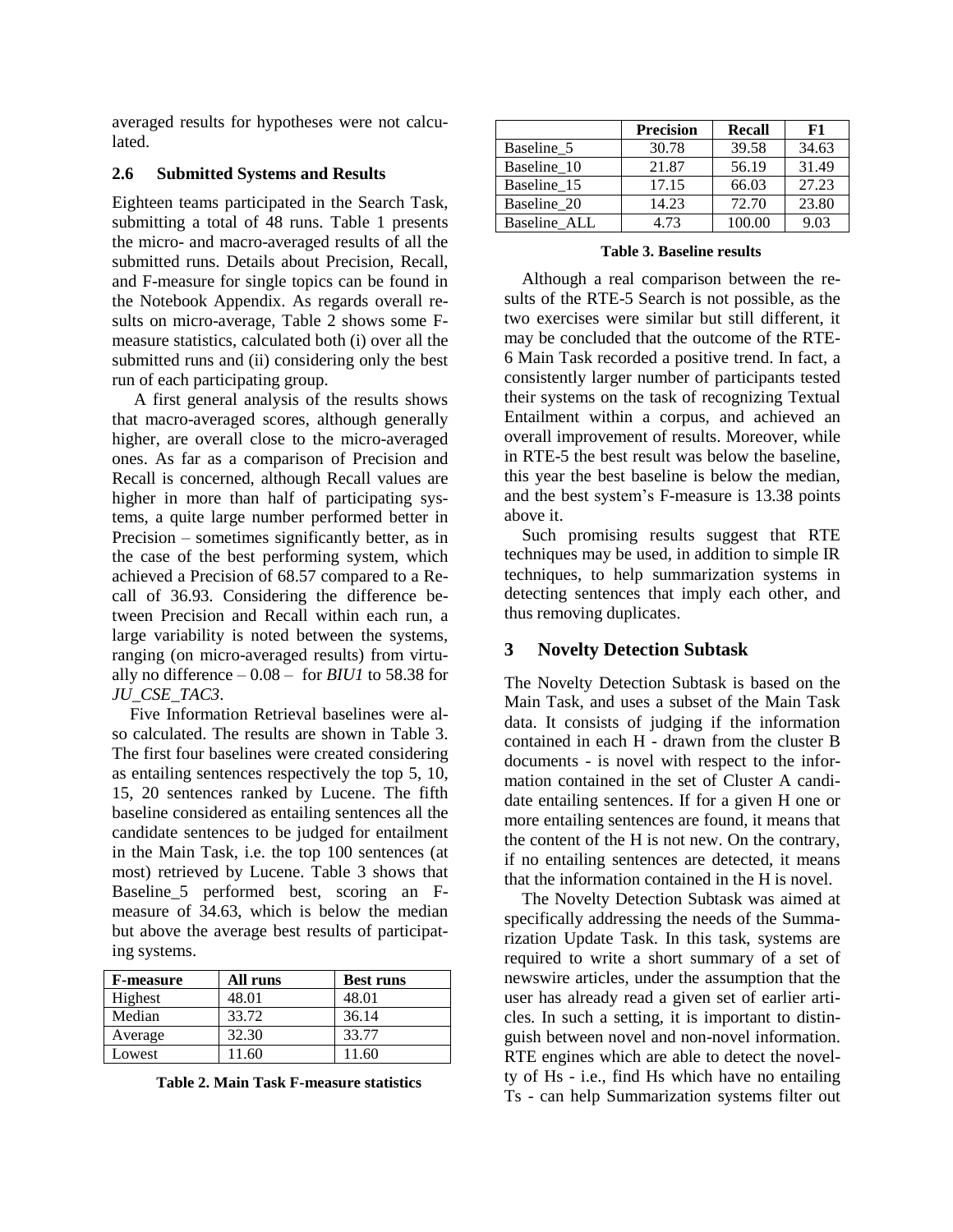averaged results for hypotheses were not calculated.

### 2.6 Submitted Systems and Results

Eighteen teams participated in the Search Task, submitting a total of 48 runs. Table 1 presents the micro- and macro-averaged results of all the submitted runs. Details about Precision, Recall, and F-measure for single topics can be found in the Notebook Appendix. As regards overall results on micro-average, Table 2 shows some F-measure statistics, calculated both (i) over all the submitted runs and (ii) considering only the best run of each participating group.

A first general analysis of the results shows that macro-averaged scores, although generally higher, are overall close to the micro-averaged ones. As far as a comparison of Precision and Recall is concerned, although Recall values are higher in more than half of participating systems, a quite large number performed better in Precision – sometimes significantly better, as in the case of the best performing system, which achieved a Precision of 68.57 compared to a Recall of 36.93. Considering the difference between Precision and Recall within each run, a large variability is noted between the systems, ranging (on micro-averaged results) from virtually no difference – 0.08 – for *BIU1* to 58.38 for *JU_CSE_TAC3*.

Five Information Retrieval baselines were also calculated. The results are shown in Table 3. The first four baselines were created considering as entailing sentences respectively the top 5, 10, 15, 20 sentences ranked by Lucene. The fifth baseline considered as entailing sentences all the candidate sentences to be judged for entailment in the Main Task, i.e. the top 100 sentences (at most) retrieved by Lucene. Table 3 shows that Baseline_5 performed best, scoring an F-measure of 34.63, which is below the median but above the average best results of participating systems.

| F-measure | All runs | Best runs |
| --- | --- | --- |
| Highest | 48.01 | 48.01 |
| Median | 33.72 | 36.14 |
| Average | 32.30 | 33.77 |
| Lowest | 11.60 | 11.60 |

**Table 2. Main Task F-measure statistics**

| | Precision | Recall | F1 |
| --- | --- | --- | --- |
| Baseline_5 | 30.78 | 39.58 | 34.63 |
| Baseline_10 | 21.87 | 56.19 | 31.49 |
| Baseline_15 | 17.15 | 66.03 | 27.23 |
| Baseline_20 | 14.23 | 72.70 | 23.80 |
| Baseline_ALL | 4.73 | 100.00 | 9.03 |

**Table 3. Baseline results**

Although a real comparison between the results of the RTE-5 Search is not possible, as the two exercises were similar but still different, it may be concluded that the outcome of the RTE-6 Main Task recorded a positive trend. In fact, a consistently larger number of participants tested their systems on the task of recognizing Textual Entailment within a corpus, and achieved an overall improvement of results. Moreover, while in RTE-5 the best result was below the baseline, this year the best baseline is below the median, and the best system's F-measure is 13.38 points above it.

Such promising results suggest that RTE techniques may be used, in addition to simple IR techniques, to help summarization systems in detecting sentences that imply each other, and thus removing duplicates.

## 3 Novelty Detection Subtask

The Novelty Detection Subtask is based on the Main Task, and uses a subset of the Main Task data. It consists of judging if the information contained in each H - drawn from the cluster B documents - is novel with respect to the information contained in the set of Cluster A candidate entailing sentences. If for a given H one or more entailing sentences are found, it means that the content of the H is not new. On the contrary, if no entailing sentences are detected, it means that the information contained in the H is novel.

The Novelty Detection Subtask was aimed at specifically addressing the needs of the Summarization Update Task. In this task, systems are required to write a short summary of a set of newswire articles, under the assumption that the user has already read a given set of earlier articles. In such a setting, it is important to distinguish between novel and non-novel information. RTE engines which are able to detect the novelty of Hs - i.e., find Hs which have no entailing Ts - can help Summarization systems filter out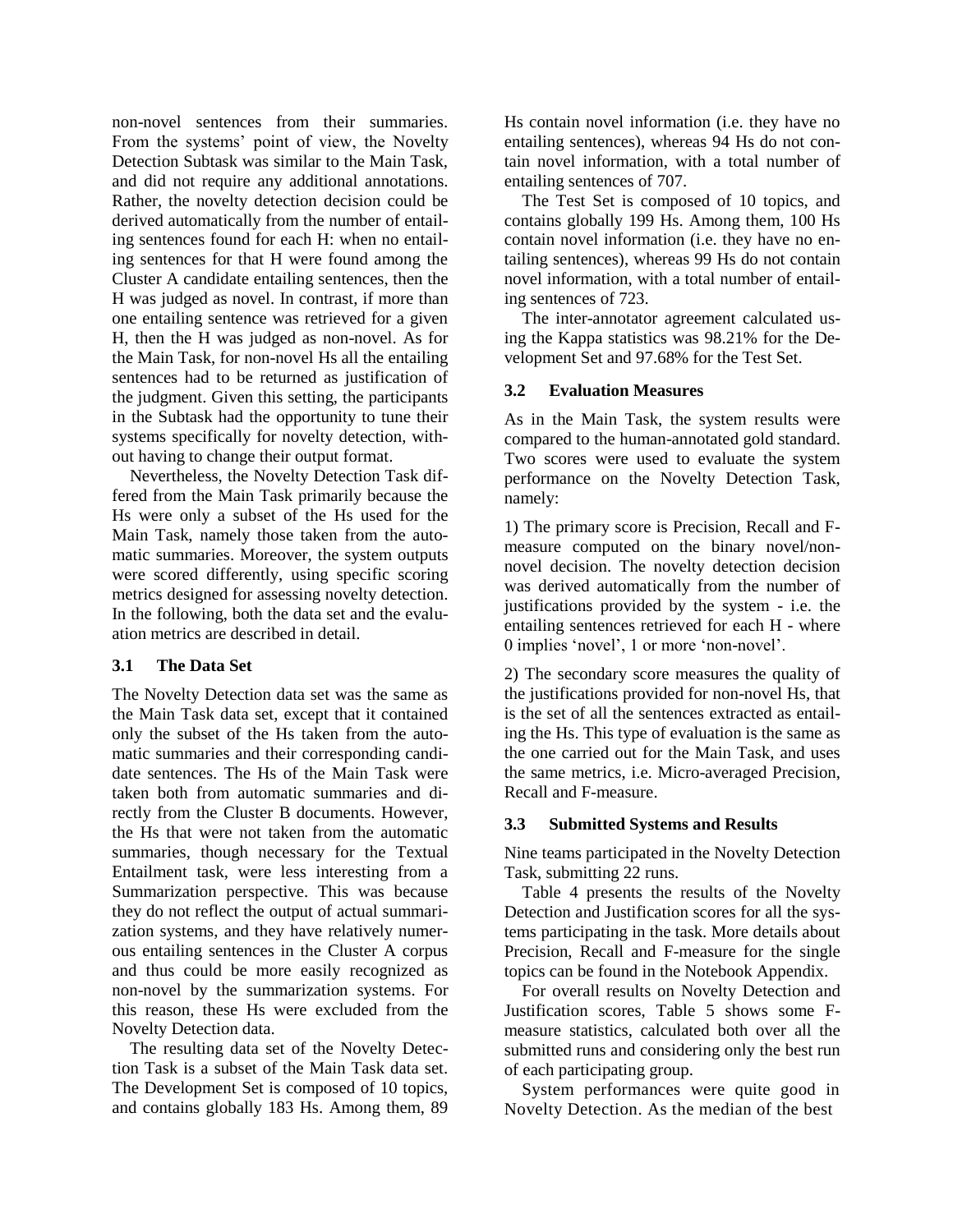non-novel sentences from their summaries. From the systems' point of view, the Novelty Detection Subtask was similar to the Main Task, and did not require any additional annotations. Rather, the novelty detection decision could be derived automatically from the number of entailing sentences found for each H: when no entailing sentences for that H were found among the Cluster A candidate entailing sentences, then the H was judged as novel. In contrast, if more than one entailing sentence was retrieved for a given H, then the H was judged as non-novel. As for the Main Task, for non-novel Hs all the entailing sentences had to be returned as justification of the judgment. Given this setting, the participants in the Subtask had the opportunity to tune their systems specifically for novelty detection, without having to change their output format.

Nevertheless, the Novelty Detection Task differed from the Main Task primarily because the Hs were only a subset of the Hs used for the Main Task, namely those taken from the automatic summaries. Moreover, the system outputs were scored differently, using specific scoring metrics designed for assessing novelty detection. In the following, both the data set and the evaluation metrics are described in detail.

### 3.1 The Data Set

The Novelty Detection data set was the same as the Main Task data set, except that it contained only the subset of the Hs taken from the automatic summaries and their corresponding candidate sentences. The Hs of the Main Task were taken both from automatic summaries and directly from the Cluster B documents. However, the Hs that were not taken from the automatic summaries, though necessary for the Textual Entailment task, were less interesting from a Summarization perspective. This was because they do not reflect the output of actual summarization systems, and they have relatively numerous entailing sentences in the Cluster A corpus and thus could be more easily recognized as non-novel by the summarization systems. For this reason, these Hs were excluded from the Novelty Detection data.

The resulting data set of the Novelty Detection Task is a subset of the Main Task data set. The Development Set is composed of 10 topics, and contains globally 183 Hs. Among them, 89 Hs contain novel information (i.e. they have no entailing sentences), whereas 94 Hs do not contain novel information, with a total number of entailing sentences of 707.

The Test Set is composed of 10 topics, and contains globally 199 Hs. Among them, 100 Hs contain novel information (i.e. they have no entailing sentences), whereas 99 Hs do not contain novel information, with a total number of entailing sentences of 723.

The inter-annotator agreement calculated using the Kappa statistics was 98.21% for the Development Set and 97.68% for the Test Set.

### 3.2 Evaluation Measures

As in the Main Task, the system results were compared to the human-annotated gold standard. Two scores were used to evaluate the system performance on the Novelty Detection Task, namely:

1) The primary score is Precision, Recall and F-measure computed on the binary novel/non-novel decision. The novelty detection decision was derived automatically from the number of justifications provided by the system - i.e. the entailing sentences retrieved for each H - where 0 implies 'novel', 1 or more 'non-novel'.

2) The secondary score measures the quality of the justifications provided for non-novel Hs, that is the set of all the sentences extracted as entailing the Hs. This type of evaluation is the same as the one carried out for the Main Task, and uses the same metrics, i.e. Micro-averaged Precision, Recall and F-measure.

### 3.3 Submitted Systems and Results

Nine teams participated in the Novelty Detection Task, submitting 22 runs.

Table 4 presents the results of the Novelty Detection and Justification scores for all the systems participating in the task. More details about Precision, Recall and F-measure for the single topics can be found in the Notebook Appendix.

For overall results on Novelty Detection and Justification scores, Table 5 shows some F-measure statistics, calculated both over all the submitted runs and considering only the best run of each participating group.

System performances were quite good in Novelty Detection. As the median of the best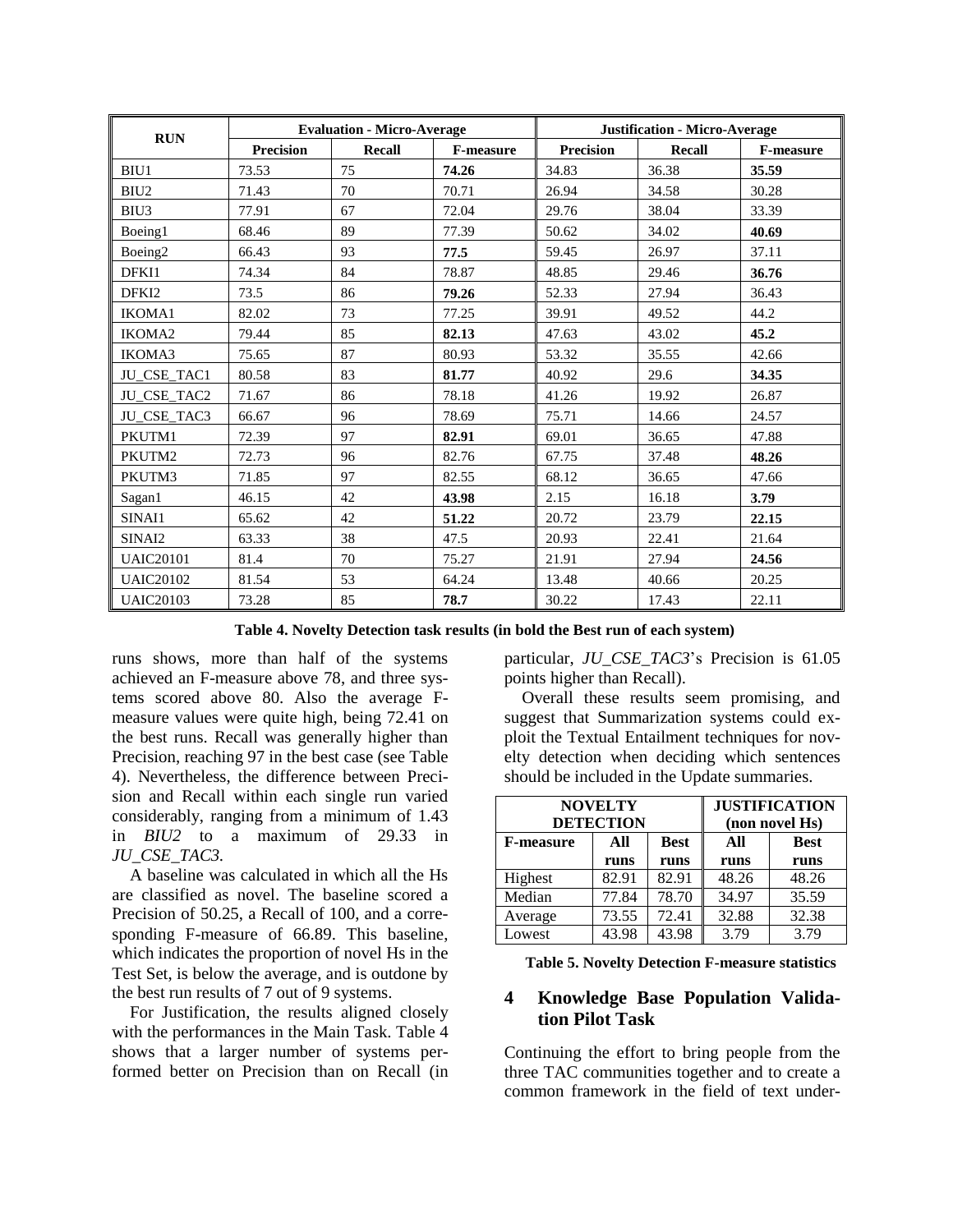| RUN | Evaluation - Micro-Average | | | Justification - Micro-Average | | |
|---|---|---|---|---|---|---|
| | Precision | Recall | F-measure | Precision | Recall | F-measure |
| BIU1 | 73.53 | 75 | **74.26** | 34.83 | 36.38 | **35.59** |
| BIU2 | 71.43 | 70 | 70.71 | 26.94 | 34.58 | 30.28 |
| BIU3 | 77.91 | 67 | 72.04 | 29.76 | 38.04 | 33.39 |
| Boeing1 | 68.46 | 89 | 77.39 | 50.62 | 34.02 | **40.69** |
| Boeing2 | 66.43 | 93 | **77.5** | 59.45 | 26.97 | 37.11 |
| DFKI1 | 74.34 | 84 | 78.87 | 48.85 | 29.46 | **36.76** |
| DFKI2 | 73.5 | 86 | **79.26** | 52.33 | 27.94 | 36.43 |
| IKOMA1 | 82.02 | 73 | 77.25 | 39.91 | 49.52 | 44.2 |
| IKOMA2 | 79.44 | 85 | **82.13** | 47.63 | 43.02 | **45.2** |
| IKOMA3 | 75.65 | 87 | 80.93 | 53.32 | 35.55 | 42.66 |
| JU_CSE_TAC1 | 80.58 | 83 | **81.77** | 40.92 | 29.6 | **34.35** |
| JU_CSE_TAC2 | 71.67 | 86 | 78.18 | 41.26 | 19.92 | 26.87 |
| JU_CSE_TAC3 | 66.67 | 96 | 78.69 | 75.71 | 14.66 | 24.57 |
| PKUTM1 | 72.39 | 97 | **82.91** | 69.01 | 36.65 | 47.88 |
| PKUTM2 | 72.73 | 96 | 82.76 | 67.75 | 37.48 | **48.26** |
| PKUTM3 | 71.85 | 97 | 82.55 | 68.12 | 36.65 | 47.66 |
| Sagan1 | 46.15 | 42 | **43.98** | 2.15 | 16.18 | **3.79** |
| SINAI1 | 65.62 | 42 | **51.22** | 20.72 | 23.79 | **22.15** |
| SINAI2 | 63.33 | 38 | 47.5 | 20.93 | 22.41 | 21.64 |
| UAIC20101 | 81.4 | 70 | 75.27 | 21.91 | 27.94 | **24.56** |
| UAIC20102 | 81.54 | 53 | 64.24 | 13.48 | 40.66 | 20.25 |
| UAIC20103 | 73.28 | 85 | **78.7** | 30.22 | 17.43 | 22.11 |

**Table 4. Novelty Detection task results (in bold the Best run of each system)**

runs shows, more than half of the systems achieved an F-measure above 78, and three systems scored above 80. Also the average F-measure values were quite high, being 72.41 on the best runs. Recall was generally higher than Precision, reaching 97 in the best case (see Table 4). Nevertheless, the difference between Precision and Recall within each single run varied considerably, ranging from a minimum of 1.43 in *BIU2* to a maximum of 29.33 in *JU_CSE_TAC3*.

A baseline was calculated in which all the Hs are classified as novel. The baseline scored a Precision of 50.25, a Recall of 100, and a corresponding F-measure of 66.89. This baseline, which indicates the proportion of novel Hs in the Test Set, is below the average, and is outdone by the best run results of 7 out of 9 systems.

For Justification, the results aligned closely with the performances in the Main Task. Table 4 shows that a larger number of systems performed better on Precision than on Recall (in particular, *JU_CSE_TAC3*'s Precision is 61.05 points higher than Recall).

Overall these results seem promising, and suggest that Summarization systems could exploit the Textual Entailment techniques for novelty detection when deciding which sentences should be included in the Update summaries.

| NOVELTY DETECTION | | | JUSTIFICATION (non novel Hs) | |
|---|---|---|---|---|
| F-measure | All runs | Best runs | All runs | Best runs |
| Highest | 82.91 | 82.91 | 48.26 | 48.26 |
| Median | 77.84 | 78.70 | 34.97 | 35.59 |
| Average | 73.55 | 72.41 | 32.88 | 32.38 |
| Lowest | 43.98 | 43.98 | 3.79 | 3.79 |

**Table 5. Novelty Detection F-measure statistics**

## 4 Knowledge Base Population Validation Pilot Task

Continuing the effort to bring people from the three TAC communities together and to create a common framework in the field of text under-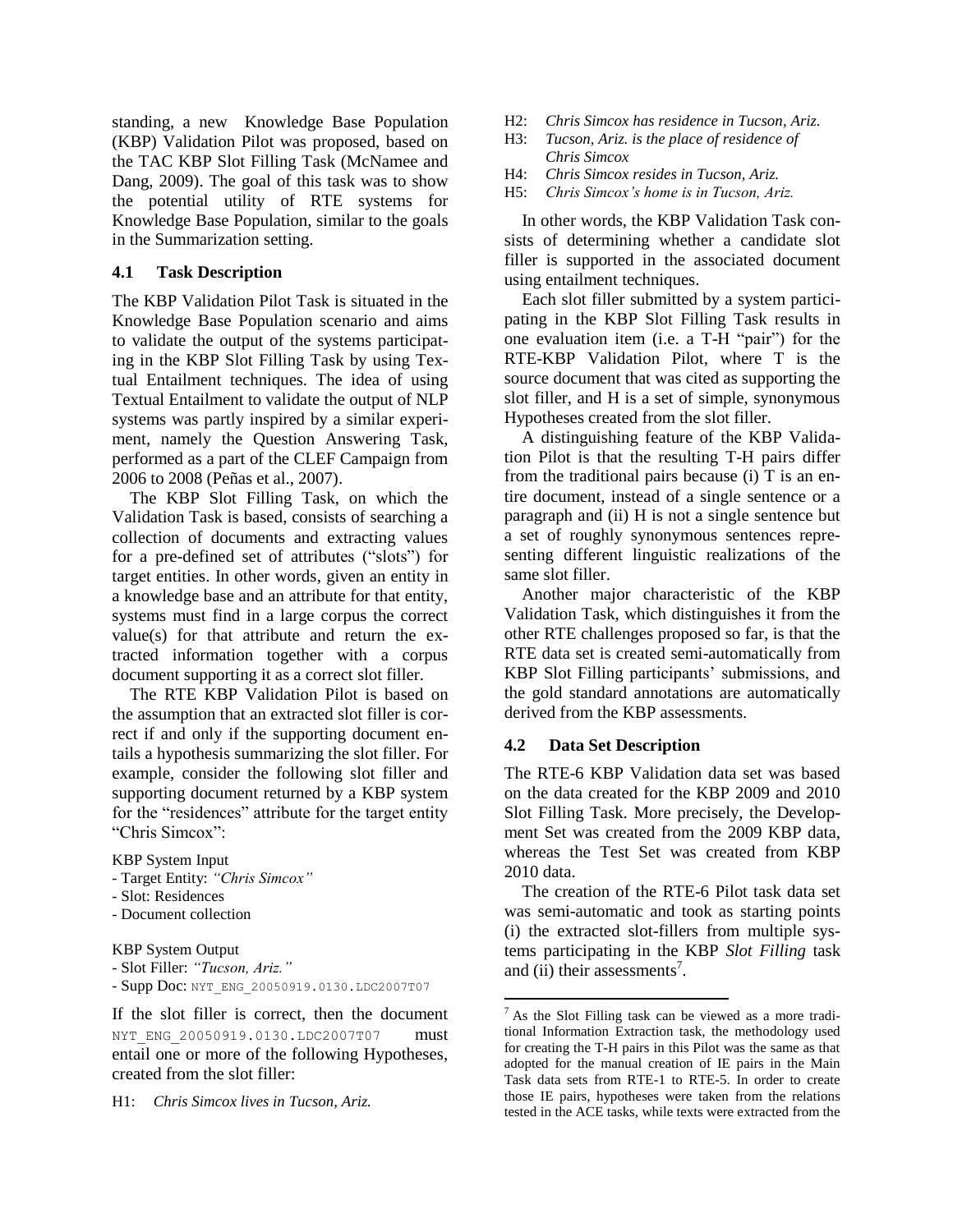standing, a new Knowledge Base Population (KBP) Validation Pilot was proposed, based on the TAC KBP Slot Filling Task (McNamee and Dang, 2009). The goal of this task was to show the potential utility of RTE systems for Knowledge Base Population, similar to the goals in the Summarization setting.

### 4.1 Task Description

The KBP Validation Pilot Task is situated in the Knowledge Base Population scenario and aims to validate the output of the systems participating in the KBP Slot Filling Task by using Textual Entailment techniques. The idea of using Textual Entailment to validate the output of NLP systems was partly inspired by a similar experiment, namely the Question Answering Task, performed as a part of the CLEF Campaign from 2006 to 2008 (Peñas et al., 2007).

The KBP Slot Filling Task, on which the Validation Task is based, consists of searching a collection of documents and extracting values for a pre-defined set of attributes ("slots") for target entities. In other words, given an entity in a knowledge base and an attribute for that entity, systems must find in a large corpus the correct value(s) for that attribute and return the extracted information together with a corpus document supporting it as a correct slot filler.

The RTE KBP Validation Pilot is based on the assumption that an extracted slot filler is correct if and only if the supporting document entails a hypothesis summarizing the slot filler. For example, consider the following slot filler and supporting document returned by a KBP system for the "residences" attribute for the target entity "Chris Simcox":

KBP System Input
- Target Entity: *"Chris Simcox"*
- Slot: Residences
- Document collection

KBP System Output
- Slot Filler: *"Tucson, Ariz."*
- Supp Doc: `NYT_ENG_20050919.0130.LDC2007T07`

If the slot filler is correct, then the document `NYT_ENG_20050919.0130.LDC2007T07` must entail one or more of the following Hypotheses, created from the slot filler:

H1: *Chris Simcox lives in Tucson, Ariz.*
H2: *Chris Simcox has residence in Tucson, Ariz.*
H3: *Tucson, Ariz. is the place of residence of Chris Simcox*
H4: *Chris Simcox resides in Tucson, Ariz.*
H5: *Chris Simcox's home is in Tucson, Ariz.*

In other words, the KBP Validation Task consists of determining whether a candidate slot filler is supported in the associated document using entailment techniques.

Each slot filler submitted by a system participating in the KBP Slot Filling Task results in one evaluation item (i.e. a T-H "pair") for the RTE-KBP Validation Pilot, where T is the source document that was cited as supporting the slot filler, and H is a set of simple, synonymous Hypotheses created from the slot filler.

A distinguishing feature of the KBP Validation Pilot is that the resulting T-H pairs differ from the traditional pairs because (i) T is an entire document, instead of a single sentence or a paragraph and (ii) H is not a single sentence but a set of roughly synonymous sentences representing different linguistic realizations of the same slot filler.

Another major characteristic of the KBP Validation Task, which distinguishes it from the other RTE challenges proposed so far, is that the RTE data set is created semi-automatically from KBP Slot Filling participants' submissions, and the gold standard annotations are automatically derived from the KBP assessments.

### 4.2 Data Set Description

The RTE-6 KBP Validation data set was based on the data created for the KBP 2009 and 2010 Slot Filling Task. More precisely, the Development Set was created from the 2009 KBP data, whereas the Test Set was created from KBP 2010 data.

The creation of the RTE-6 Pilot task data set was semi-automatic and took as starting points (i) the extracted slot-fillers from multiple systems participating in the KBP *Slot Filling* task and (ii) their assessments[7].

[7] As the Slot Filling task can be viewed as a more traditional Information Extraction task, the methodology used for creating the T-H pairs in this Pilot was the same as that adopted for the manual creation of IE pairs in the Main Task data sets from RTE-1 to RTE-5. In order to create those IE pairs, hypotheses were taken from the relations tested in the ACE tasks, while texts were extracted from the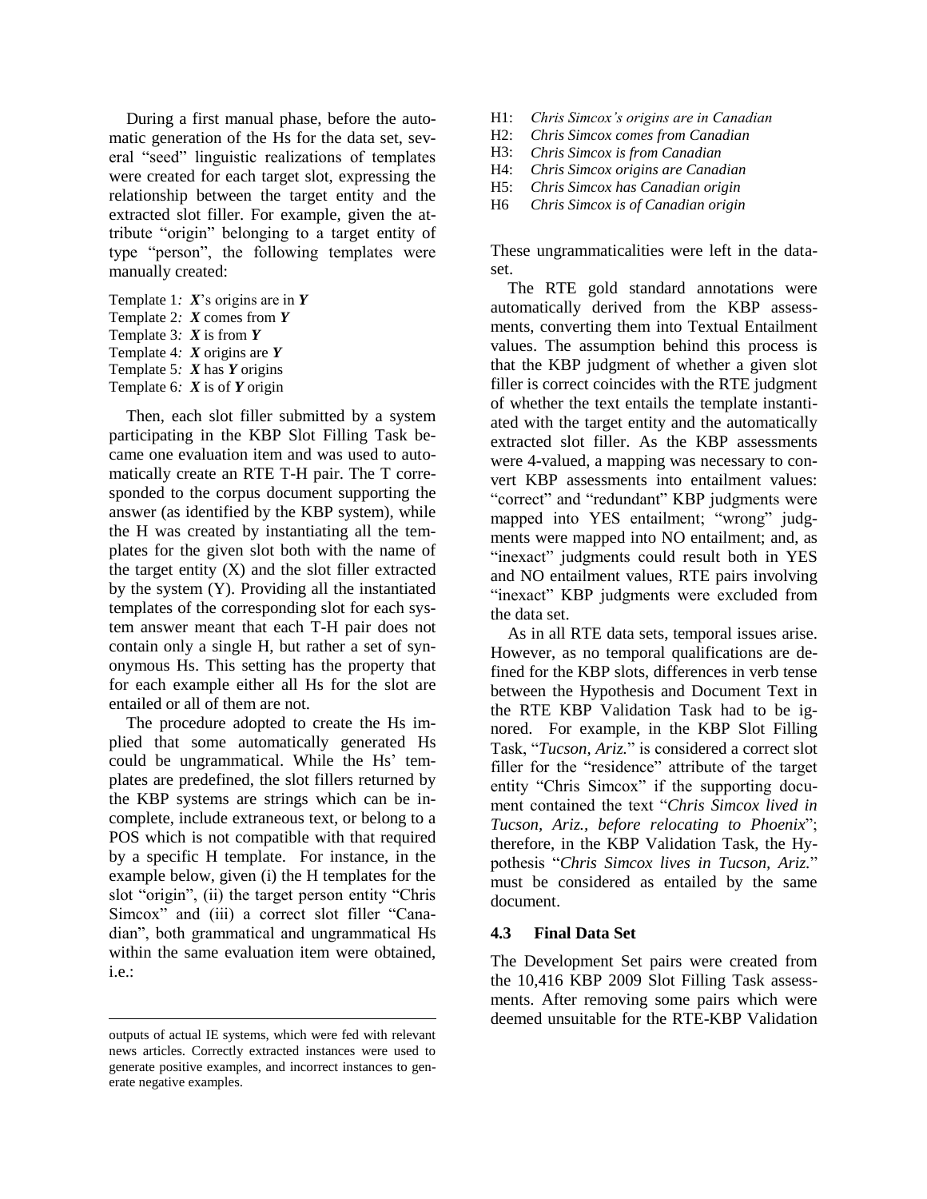During a first manual phase, before the automatic generation of the Hs for the data set, several "seed" linguistic realizations of templates were created for each target slot, expressing the relationship between the target entity and the extracted slot filler. For example, given the attribute "origin" belonging to a target entity of type "person", the following templates were manually created:

Template 1*:* ***X***'s origins are in ***Y***
Template 2*:* ***X*** comes from ***Y***
Template 3*:* ***X*** is from ***Y***
Template 4*:* ***X*** origins are ***Y***
Template 5*:* ***X*** has ***Y*** origins
Template 6*:* ***X*** is of ***Y*** origin

Then, each slot filler submitted by a system participating in the KBP Slot Filling Task became one evaluation item and was used to automatically create an RTE T-H pair. The T corresponded to the corpus document supporting the answer (as identified by the KBP system), while the H was created by instantiating all the templates for the given slot both with the name of the target entity (X) and the slot filler extracted by the system (Y). Providing all the instantiated templates of the corresponding slot for each system answer meant that each T-H pair does not contain only a single H, but rather a set of synonymous Hs. This setting has the property that for each example either all Hs for the slot are entailed or all of them are not.

The procedure adopted to create the Hs implied that some automatically generated Hs could be ungrammatical. While the Hs' templates are predefined, the slot fillers returned by the KBP systems are strings which can be incomplete, include extraneous text, or belong to a POS which is not compatible with that required by a specific H template. For instance, in the example below, given (i) the H templates for the slot "origin", (ii) the target person entity "Chris Simcox" and (iii) a correct slot filler "Canadian", both grammatical and ungrammatical Hs within the same evaluation item were obtained, i.e.:

H1: *Chris Simcox's origins are in Canadian*
H2: *Chris Simcox comes from Canadian*
H3: *Chris Simcox is from Canadian*
H4: *Chris Simcox origins are Canadian*
H5: *Chris Simcox has Canadian origin*
H6 *Chris Simcox is of Canadian origin*

These ungrammaticalities were left in the data set.

The RTE gold standard annotations were automatically derived from the KBP assessments, converting them into Textual Entailment values. The assumption behind this process is that the KBP judgment of whether a given slot filler is correct coincides with the RTE judgment of whether the text entails the template instantiated with the target entity and the automatically extracted slot filler. As the KBP assessments were 4-valued, a mapping was necessary to convert KBP assessments into entailment values: "correct" and "redundant" KBP judgments were mapped into YES entailment; "wrong" judgments were mapped into NO entailment; and, as "inexact" judgments could result both in YES and NO entailment values, RTE pairs involving "inexact" KBP judgments were excluded from the data set.

As in all RTE data sets, temporal issues arise. However, as no temporal qualifications are defined for the KBP slots, differences in verb tense between the Hypothesis and Document Text in the RTE KBP Validation Task had to be ignored. For example, in the KBP Slot Filling Task, "*Tucson, Ariz.*" is considered a correct slot filler for the "residence" attribute of the target entity "Chris Simcox" if the supporting document contained the text "*Chris Simcox lived in Tucson, Ariz., before relocating to Phoenix*"; therefore, in the KBP Validation Task, the Hypothesis "*Chris Simcox lives in Tucson, Ariz.*" must be considered as entailed by the same document.

### 4.3 Final Data Set

The Development Set pairs were created from the 10,416 KBP 2009 Slot Filling Task assessments. After removing some pairs which were deemed unsuitable for the RTE-KBP Validation

---

outputs of actual IE systems, which were fed with relevant news articles. Correctly extracted instances were used to generate positive examples, and incorrect instances to generate negative examples.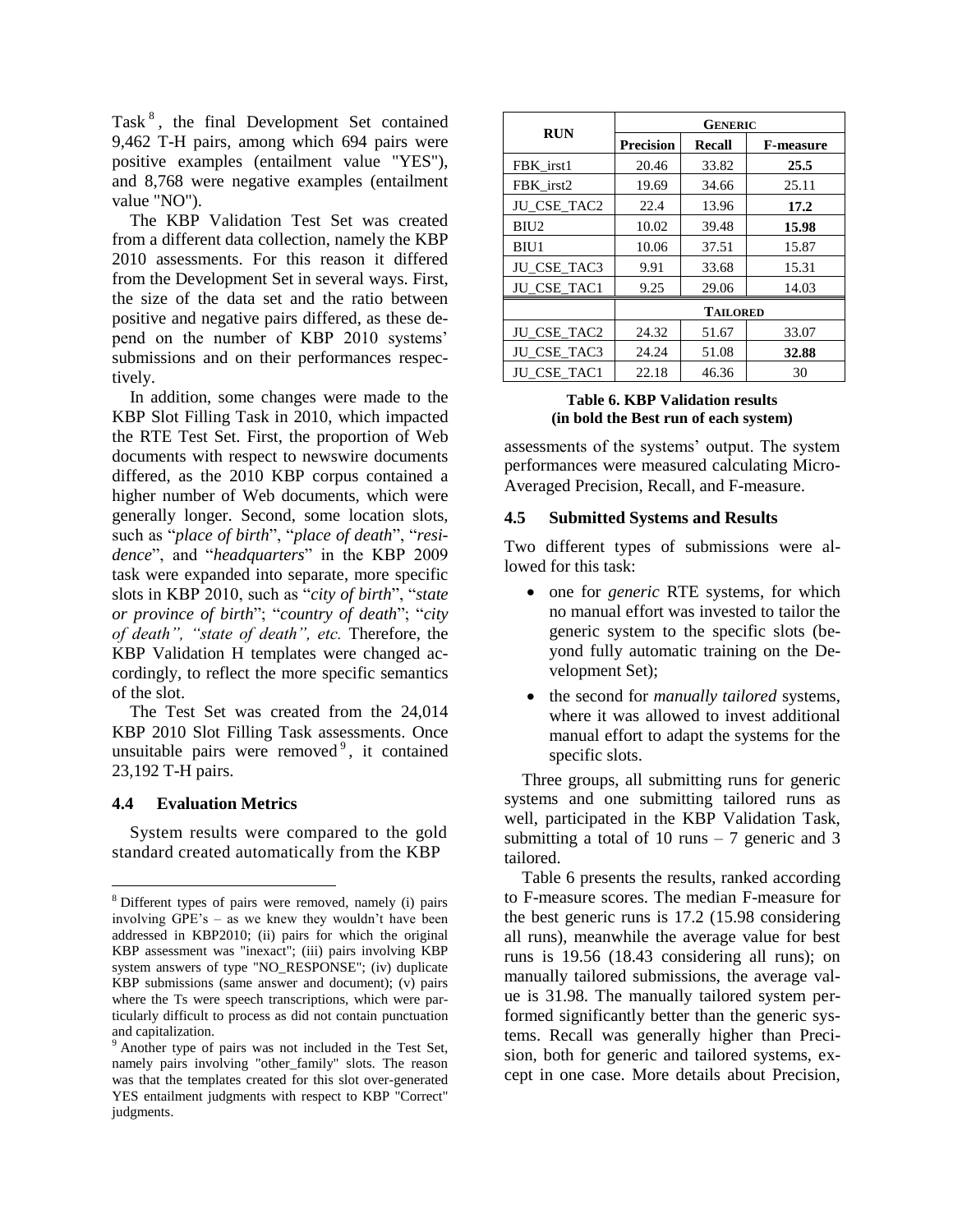Task[8], the final Development Set contained 9,462 T-H pairs, among which 694 pairs were positive examples (entailment value "YES"), and 8,768 were negative examples (entailment value "NO").

The KBP Validation Test Set was created from a different data collection, namely the KBP 2010 assessments. For this reason it differed from the Development Set in several ways. First, the size of the data set and the ratio between positive and negative pairs differed, as these depend on the number of KBP 2010 systems' submissions and on their performances respectively.

In addition, some changes were made to the KBP Slot Filling Task in 2010, which impacted the RTE Test Set. First, the proportion of Web documents with respect to newswire documents differed, as the 2010 KBP corpus contained a higher number of Web documents, which were generally longer. Second, some location slots, such as "*place of birth*", "*place of death*", "*residence*", and "*headquarters*" in the KBP 2009 task were expanded into separate, more specific slots in KBP 2010, such as "*city of birth*", "*state or province of birth*"; "*country of death*"; "*city of death", "state of death", etc.* Therefore, the KBP Validation H templates were changed accordingly, to reflect the more specific semantics of the slot.

The Test Set was created from the 24,014 KBP 2010 Slot Filling Task assessments. Once unsuitable pairs were removed[9], it contained 23,192 T-H pairs.

### 4.4 Evaluation Metrics

System results were compared to the gold standard created automatically from the KBP assessments of the systems' output. The system performances were measured calculating Micro-Averaged Precision, Recall, and F-measure.

| RUN | GENERIC | | |
|---|---|---|---|
| | **Precision** | **Recall** | **F-measure** |
| FBK_irst1 | 20.46 | 33.82 | **25.5** |
| FBK_irst2 | 19.69 | 34.66 | 25.11 |
| JU_CSE_TAC2 | 22.4 | 13.96 | **17.2** |
| BIU2 | 10.02 | 39.48 | **15.98** |
| BIU1 | 10.06 | 37.51 | 15.87 |
| JU_CSE_TAC3 | 9.91 | 33.68 | 15.31 |
| JU_CSE_TAC1 | 9.25 | 29.06 | 14.03 |
| | **TAILORED** | | |
| JU_CSE_TAC2 | 24.32 | 51.67 | 33.07 |
| JU_CSE_TAC3 | 24.24 | 51.08 | **32.88** |
| JU_CSE_TAC1 | 22.18 | 46.36 | 30 |

**Table 6. KBP Validation results (in bold the Best run of each system)**

### 4.5 Submitted Systems and Results

Two different types of submissions were allowed for this task:

- one for *generic* RTE systems, for which no manual effort was invested to tailor the generic system to the specific slots (beyond fully automatic training on the Development Set);
- the second for *manually tailored* systems, where it was allowed to invest additional manual effort to adapt the systems for the specific slots.

Three groups, all submitting runs for generic systems and one submitting tailored runs as well, participated in the KBP Validation Task, submitting a total of 10 runs – 7 generic and 3 tailored.

Table 6 presents the results, ranked according to F-measure scores. The median F-measure for the best generic runs is 17.2 (15.98 considering all runs), meanwhile the average value for best runs is 19.56 (18.43 considering all runs); on manually tailored submissions, the average value is 31.98. The manually tailored system performed significantly better than the generic systems. Recall was generally higher than Precision, both for generic and tailored systems, except in one case. More details about Precision,

---

[8] Different types of pairs were removed, namely (i) pairs involving GPE's – as we knew they wouldn't have been addressed in KBP2010; (ii) pairs for which the original KBP assessment was "inexact"; (iii) pairs involving KBP system answers of type "NO_RESPONSE"; (iv) duplicate KBP submissions (same answer and document); (v) pairs where the Ts were speech transcriptions, which were particularly difficult to process as did not contain punctuation and capitalization.

[9] Another type of pairs was not included in the Test Set, namely pairs involving "other_family" slots. The reason was that the templates created for this slot over-generated YES entailment judgments with respect to KBP "Correct" judgments.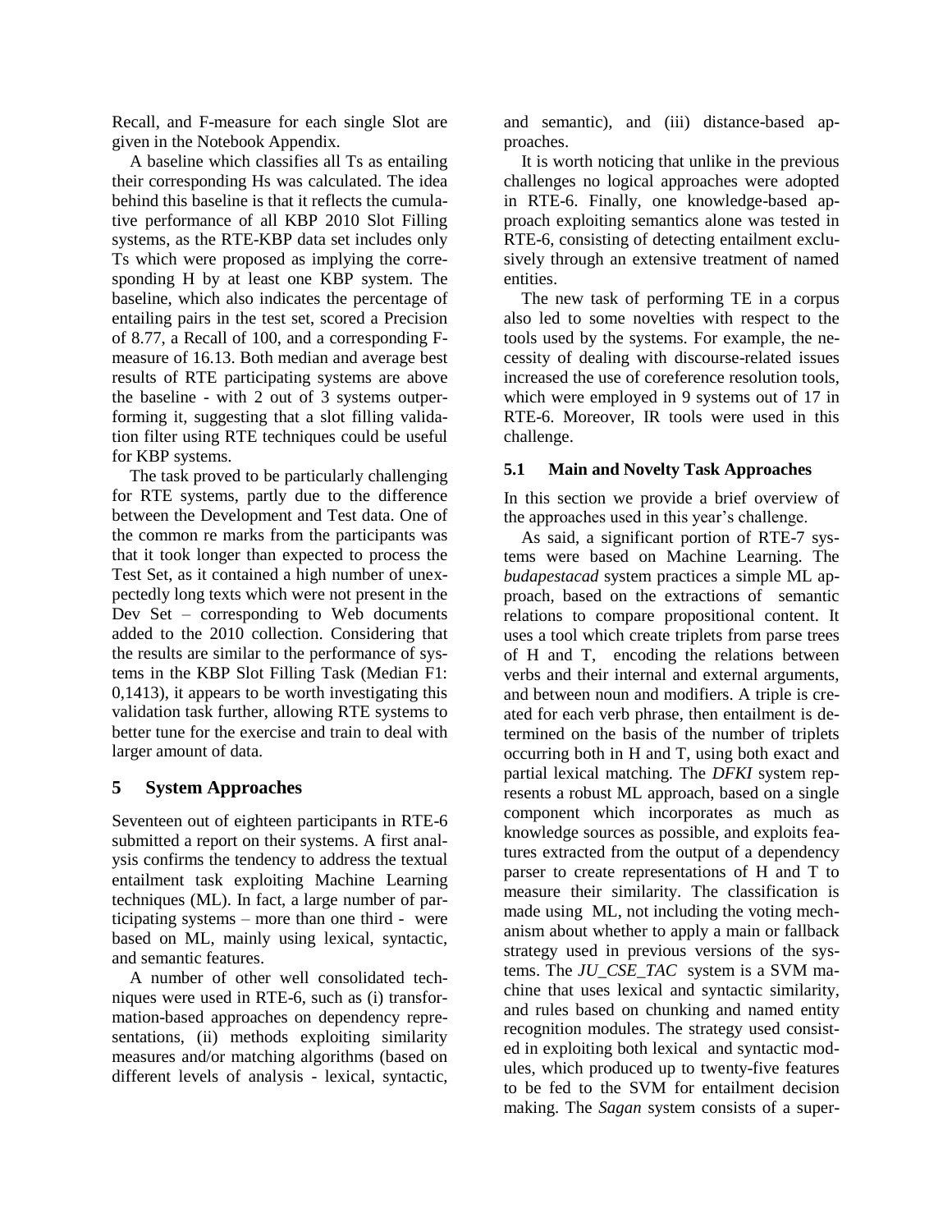Recall, and F-measure for each single Slot are given in the Notebook Appendix.

A baseline which classifies all Ts as entailing their corresponding Hs was calculated. The idea behind this baseline is that it reflects the cumulative performance of all KBP 2010 Slot Filling systems, as the RTE-KBP data set includes only Ts which were proposed as implying the corresponding H by at least one KBP system. The baseline, which also indicates the percentage of entailing pairs in the test set, scored a Precision of 8.77, a Recall of 100, and a corresponding F-measure of 16.13. Both median and average best results of RTE participating systems are above the baseline - with 2 out of 3 systems outperforming it, suggesting that a slot filling validation filter using RTE techniques could be useful for KBP systems.

The task proved to be particularly challenging for RTE systems, partly due to the difference between the Development and Test data. One of the common re marks from the participants was that it took longer than expected to process the Test Set, as it contained a high number of unexpectedly long texts which were not present in the Dev Set – corresponding to Web documents added to the 2010 collection. Considering that the results are similar to the performance of systems in the KBP Slot Filling Task (Median F1: 0,1413), it appears to be worth investigating this validation task further, allowing RTE systems to better tune for the exercise and train to deal with larger amount of data.

## 5 System Approaches

Seventeen out of eighteen participants in RTE-6 submitted a report on their systems. A first analysis confirms the tendency to address the textual entailment task exploiting Machine Learning techniques (ML). In fact, a large number of participating systems – more than one third - were based on ML, mainly using lexical, syntactic, and semantic features.

A number of other well consolidated techniques were used in RTE-6, such as (i) transformation-based approaches on dependency representations, (ii) methods exploiting similarity measures and/or matching algorithms (based on different levels of analysis - lexical, syntactic, and semantic), and (iii) distance-based approaches.

It is worth noticing that unlike in the previous challenges no logical approaches were adopted in RTE-6. Finally, one knowledge-based approach exploiting semantics alone was tested in RTE-6, consisting of detecting entailment exclusively through an extensive treatment of named entities.

The new task of performing TE in a corpus also led to some novelties with respect to the tools used by the systems. For example, the necessity of dealing with discourse-related issues increased the use of coreference resolution tools, which were employed in 9 systems out of 17 in RTE-6. Moreover, IR tools were used in this challenge.

### 5.1 Main and Novelty Task Approaches

In this section we provide a brief overview of the approaches used in this year's challenge.

As said, a significant portion of RTE-7 systems were based on Machine Learning. The *budapestacad* system practices a simple ML approach, based on the extractions of semantic relations to compare propositional content. It uses a tool which create triplets from parse trees of H and T, encoding the relations between verbs and their internal and external arguments, and between noun and modifiers. A triple is created for each verb phrase, then entailment is determined on the basis of the number of triplets occurring both in H and T, using both exact and partial lexical matching. The *DFKI* system represents a robust ML approach, based on a single component which incorporates as much as knowledge sources as possible, and exploits features extracted from the output of a dependency parser to create representations of H and T to measure their similarity. The classification is made using ML, not including the voting mechanism about whether to apply a main or fallback strategy used in previous versions of the systems. The *JU_CSE_TAC* system is a SVM machine that uses lexical and syntactic similarity, and rules based on chunking and named entity recognition modules. The strategy used consisted in exploiting both lexical and syntactic modules, which produced up to twenty-five features to be fed to the SVM for entailment decision making. The *Sagan* system consists of a super-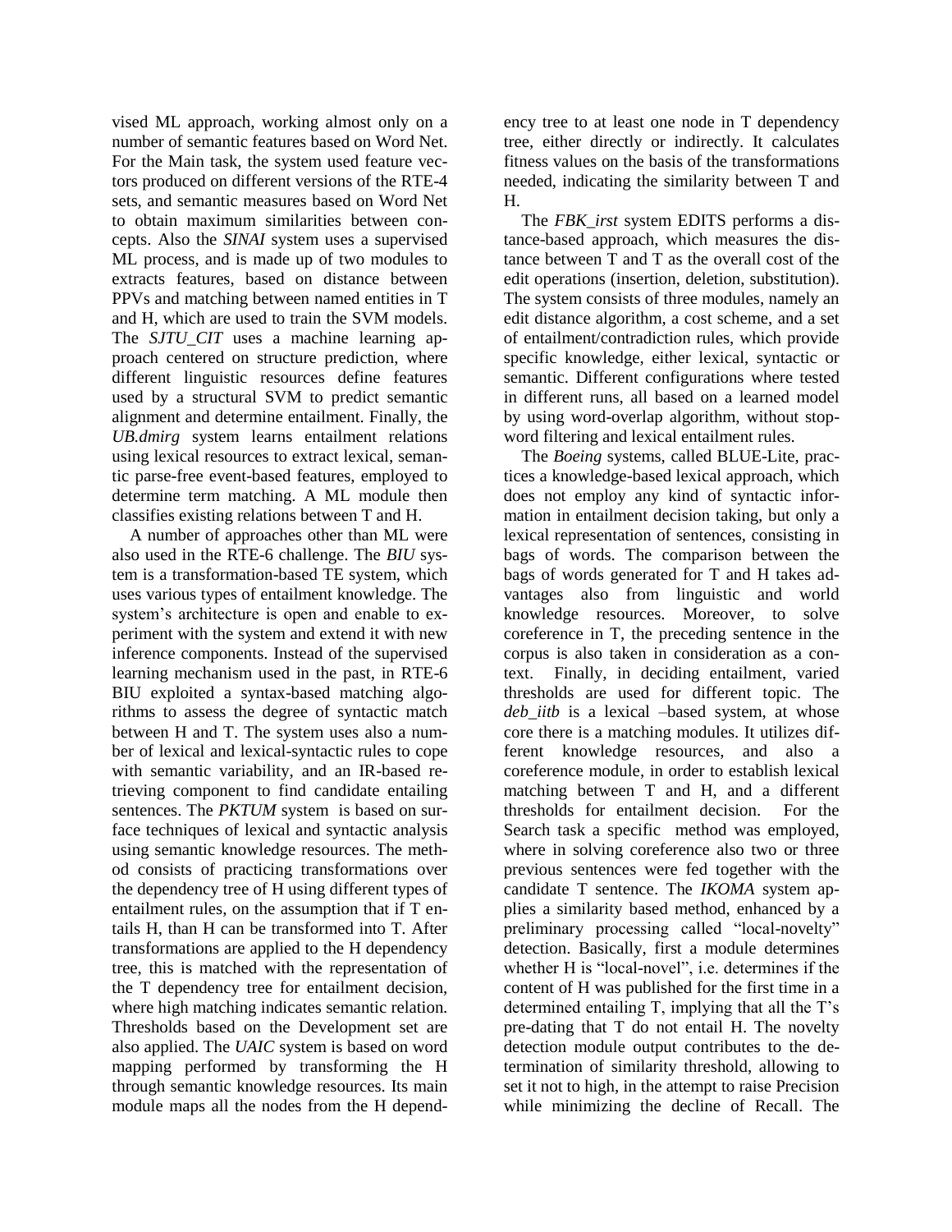vised ML approach, working almost only on a number of semantic features based on Word Net. For the Main task, the system used feature vectors produced on different versions of the RTE-4 sets, and semantic measures based on Word Net to obtain maximum similarities between concepts. Also the *SINAI* system uses a supervised ML process, and is made up of two modules to extracts features, based on distance between PPVs and matching between named entities in T and H, which are used to train the SVM models. The *SJTU_CIT* uses a machine learning approach centered on structure prediction, where different linguistic resources define features used by a structural SVM to predict semantic alignment and determine entailment. Finally, the *UB.dmirg* system learns entailment relations using lexical resources to extract lexical, semantic parse-free event-based features, employed to determine term matching. A ML module then classifies existing relations between T and H.

A number of approaches other than ML were also used in the RTE-6 challenge. The *BIU* system is a transformation-based TE system, which uses various types of entailment knowledge. The system's architecture is open and enable to experiment with the system and extend it with new inference components. Instead of the supervised learning mechanism used in the past, in RTE-6 BIU exploited a syntax-based matching algorithms to assess the degree of syntactic match between H and T. The system uses also a number of lexical and lexical-syntactic rules to cope with semantic variability, and an IR-based retrieving component to find candidate entailing sentences. The *PKTUM* system is based on surface techniques of lexical and syntactic analysis using semantic knowledge resources. The method consists of practicing transformations over the dependency tree of H using different types of entailment rules, on the assumption that if T entails H, than H can be transformed into T. After transformations are applied to the H dependency tree, this is matched with the representation of the T dependency tree for entailment decision, where high matching indicates semantic relation. Thresholds based on the Development set are also applied. The *UAIC* system is based on word mapping performed by transforming the H through semantic knowledge resources. Its main module maps all the nodes from the H dependency tree to at least one node in T dependency tree, either directly or indirectly. It calculates fitness values on the basis of the transformations needed, indicating the similarity between T and H.

The *FBK_irst* system EDITS performs a distance-based approach, which measures the distance between T and T as the overall cost of the edit operations (insertion, deletion, substitution). The system consists of three modules, namely an edit distance algorithm, a cost scheme, and a set of entailment/contradiction rules, which provide specific knowledge, either lexical, syntactic or semantic. Different configurations where tested in different runs, all based on a learned model by using word-overlap algorithm, without stopword filtering and lexical entailment rules.

The *Boeing* systems, called BLUE-Lite, practices a knowledge-based lexical approach, which does not employ any kind of syntactic information in entailment decision taking, but only a lexical representation of sentences, consisting in bags of words. The comparison between the bags of words generated for T and H takes advantages also from linguistic and world knowledge resources. Moreover, to solve coreference in T, the preceding sentence in the corpus is also taken in consideration as a context. Finally, in deciding entailment, varied thresholds are used for different topic. The *deb_iitb* is a lexical –based system, at whose core there is a matching modules. It utilizes different knowledge resources, and also a coreference module, in order to establish lexical matching between T and H, and a different thresholds for entailment decision. For the Search task a specific method was employed, where in solving coreference also two or three previous sentences were fed together with the candidate T sentence. The *IKOMA* system applies a similarity based method, enhanced by a preliminary processing called "local-novelty" detection. Basically, first a module determines whether H is "local-novel", i.e. determines if the content of H was published for the first time in a determined entailing T, implying that all the T's pre-dating that T do not entail H. The novelty detection module output contributes to the determination of similarity threshold, allowing to set it not to high, in the attempt to raise Precision while minimizing the decline of Recall. The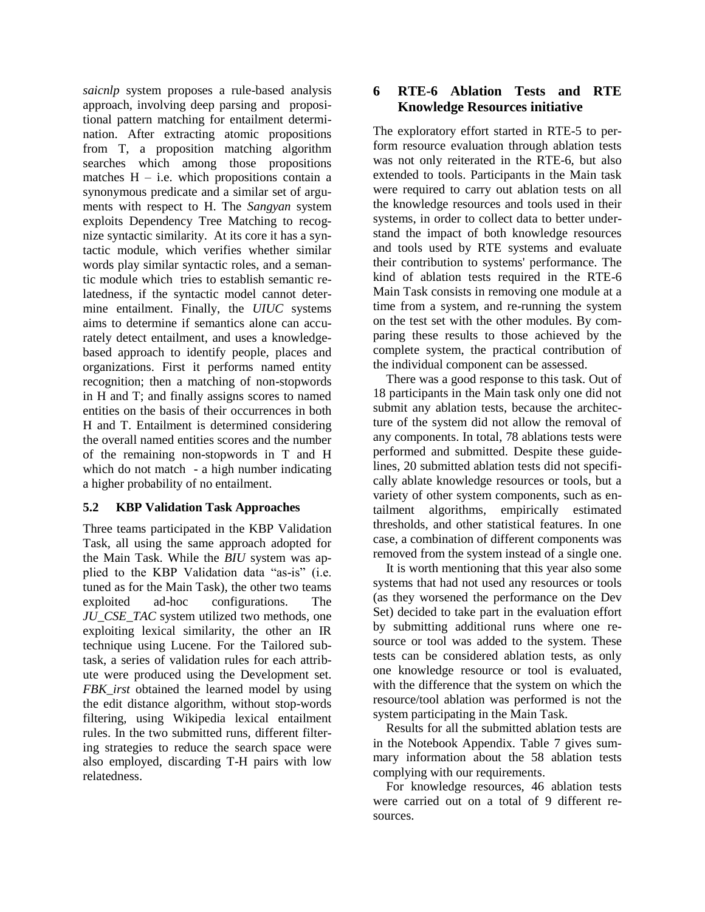*saicnlp* system proposes a rule-based analysis approach, involving deep parsing and propositional pattern matching for entailment determination. After extracting atomic propositions from T, a proposition matching algorithm searches which among those propositions matches H – i.e. which propositions contain a synonymous predicate and a similar set of arguments with respect to H. The *Sangyan* system exploits Dependency Tree Matching to recognize syntactic similarity. At its core it has a syntactic module, which verifies whether similar words play similar syntactic roles, and a semantic module which tries to establish semantic relatedness, if the syntactic model cannot determine entailment. Finally, the *UIUC* systems aims to determine if semantics alone can accurately detect entailment, and uses a knowledge-based approach to identify people, places and organizations. First it performs named entity recognition; then a matching of non-stopwords in H and T; and finally assigns scores to named entities on the basis of their occurrences in both H and T. Entailment is determined considering the overall named entities scores and the number of the remaining non-stopwords in T and H which do not match - a high number indicating a higher probability of no entailment.

### 5.2 KBP Validation Task Approaches

Three teams participated in the KBP Validation Task, all using the same approach adopted for the Main Task. While the *BIU* system was applied to the KBP Validation data "as-is" (i.e. tuned as for the Main Task), the other two teams exploited ad-hoc configurations. The *JU_CSE_TAC* system utilized two methods, one exploiting lexical similarity, the other an IR technique using Lucene. For the Tailored subtask, a series of validation rules for each attribute were produced using the Development set. *FBK_irst* obtained the learned model by using the edit distance algorithm, without stop-words filtering, using Wikipedia lexical entailment rules. In the two submitted runs, different filtering strategies to reduce the search space were also employed, discarding T-H pairs with low relatedness.

## 6 RTE-6 Ablation Tests and RTE Knowledge Resources initiative

The exploratory effort started in RTE-5 to perform resource evaluation through ablation tests was not only reiterated in the RTE-6, but also extended to tools. Participants in the Main task were required to carry out ablation tests on all the knowledge resources and tools used in their systems, in order to collect data to better understand the impact of both knowledge resources and tools used by RTE systems and evaluate their contribution to systems' performance. The kind of ablation tests required in the RTE-6 Main Task consists in removing one module at a time from a system, and re-running the system on the test set with the other modules. By comparing these results to those achieved by the complete system, the practical contribution of the individual component can be assessed.

There was a good response to this task. Out of 18 participants in the Main task only one did not submit any ablation tests, because the architecture of the system did not allow the removal of any components. In total, 78 ablations tests were performed and submitted. Despite these guidelines, 20 submitted ablation tests did not specifically ablate knowledge resources or tools, but a variety of other system components, such as entailment algorithms, empirically estimated thresholds, and other statistical features. In one case, a combination of different components was removed from the system instead of a single one.

It is worth mentioning that this year also some systems that had not used any resources or tools (as they worsened the performance on the Dev Set) decided to take part in the evaluation effort by submitting additional runs where one resource or tool was added to the system. These tests can be considered ablation tests, as only one knowledge resource or tool is evaluated, with the difference that the system on which the resource/tool ablation was performed is not the system participating in the Main Task.

Results for all the submitted ablation tests are in the Notebook Appendix. Table 7 gives summary information about the 58 ablation tests complying with our requirements.

For knowledge resources, 46 ablation tests were carried out on a total of 9 different resources.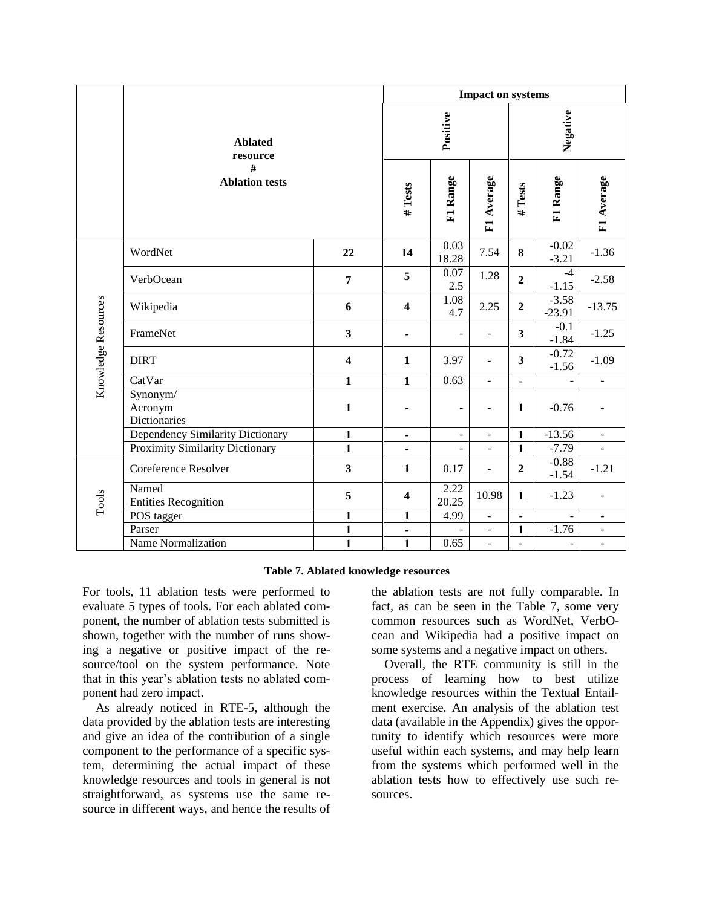| | Ablated resource | # Ablation tests | Impact on systems | | | | | |
|---|---|---|---|---|---|---|---|---|
| | | | Positive | | | Negative | | |
| | | | # Tests | F1 Range | F1 Average | # Tests | F1 Range | F1 Average |
| Knowledge Resources | WordNet | **22** | **14** | 0.03 18.28 | 7.54 | **8** | -0.02 -3.21 | -1.36 |
| | VerbOcean | **7** | **5** | 0.07 2.5 | 1.28 | **2** | -4 -1.15 | -2.58 |
| | Wikipedia | **6** | **4** | 1.08 4.7 | 2.25 | **2** | -3.58 -23.91 | -13.75 |
| | FrameNet | **3** | **-** | - | - | **3** | -0.1 -1.84 | -1.25 |
| | DIRT | **4** | **1** | 3.97 | - | **3** | -0.72 -1.56 | -1.09 |
| | CatVar | **1** | **1** | 0.63 | - | **-** | - | - |
| | Synonym/ Acronym Dictionaries | **1** | **-** | - | - | **1** | -0.76 | - |
| | Dependency Similarity Dictionary | **1** | **-** | - | - | **1** | -13.56 | - |
| | Proximity Similarity Dictionary | **1** | **-** | - | - | **1** | -7.79 | - |
| Tools | Coreference Resolver | **3** | **1** | 0.17 | - | **2** | -0.88 -1.54 | -1.21 |
| | Named Entities Recognition | **5** | **4** | 2.22 20.25 | 10.98 | **1** | -1.23 | - |
| | POS tagger | **1** | **1** | 4.99 | - | **-** | - | - |
| | Parser | **1** | **-** | - | - | **1** | -1.76 | - |
| | Name Normalization | **1** | **1** | 0.65 | - | **-** | - | - |

**Table 7. Ablated knowledge resources**

For tools, 11 ablation tests were performed to evaluate 5 types of tools. For each ablated component, the number of ablation tests submitted is shown, together with the number of runs showing a negative or positive impact of the resource/tool on the system performance. Note that in this year's ablation tests no ablated component had zero impact.

As already noticed in RTE-5, although the data provided by the ablation tests are interesting and give an idea of the contribution of a single component to the performance of a specific system, determining the actual impact of these knowledge resources and tools in general is not straightforward, as systems use the same resource in different ways, and hence the results of the ablation tests are not fully comparable. In fact, as can be seen in the Table 7, some very common resources such as WordNet, VerbOcean and Wikipedia had a positive impact on some systems and a negative impact on others.

Overall, the RTE community is still in the process of learning how to best utilize knowledge resources within the Textual Entailment exercise. An analysis of the ablation test data (available in the Appendix) gives the opportunity to identify which resources were more useful within each systems, and may help learn from the systems which performed well in the ablation tests how to effectively use such resources.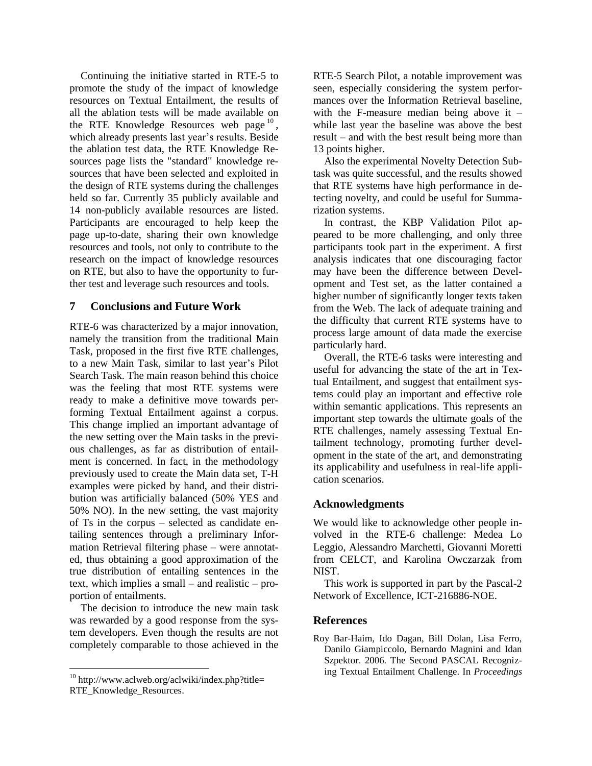Continuing the initiative started in RTE-5 to promote the study of the impact of knowledge resources on Textual Entailment, the results of all the ablation tests will be made available on the RTE Knowledge Resources web page[10], which already presents last year's results. Beside the ablation test data, the RTE Knowledge Resources page lists the "standard" knowledge resources that have been selected and exploited in the design of RTE systems during the challenges held so far. Currently 35 publicly available and 14 non-publicly available resources are listed. Participants are encouraged to help keep the page up-to-date, sharing their own knowledge resources and tools, not only to contribute to the research on the impact of knowledge resources on RTE, but also to have the opportunity to further test and leverage such resources and tools.

## 7 Conclusions and Future Work

RTE-6 was characterized by a major innovation, namely the transition from the traditional Main Task, proposed in the first five RTE challenges, to a new Main Task, similar to last year's Pilot Search Task. The main reason behind this choice was the feeling that most RTE systems were ready to make a definitive move towards performing Textual Entailment against a corpus. This change implied an important advantage of the new setting over the Main tasks in the previous challenges, as far as distribution of entailment is concerned. In fact, in the methodology previously used to create the Main data set, T-H examples were picked by hand, and their distribution was artificially balanced (50% YES and 50% NO). In the new setting, the vast majority of Ts in the corpus – selected as candidate entailing sentences through a preliminary Information Retrieval filtering phase – were annotated, thus obtaining a good approximation of the true distribution of entailing sentences in the text, which implies a small – and realistic – proportion of entailments.

The decision to introduce the new main task was rewarded by a good response from the system developers. Even though the results are not completely comparable to those achieved in the RTE-5 Search Pilot, a notable improvement was seen, especially considering the system performances over the Information Retrieval baseline, with the F-measure median being above it – while last year the baseline was above the best result – and with the best result being more than 13 points higher.

Also the experimental Novelty Detection Subtask was quite successful, and the results showed that RTE systems have high performance in detecting novelty, and could be useful for Summarization systems.

In contrast, the KBP Validation Pilot appeared to be more challenging, and only three participants took part in the experiment. A first analysis indicates that one discouraging factor may have been the difference between Development and Test set, as the latter contained a higher number of significantly longer texts taken from the Web. The lack of adequate training and the difficulty that current RTE systems have to process large amount of data made the exercise particularly hard.

Overall, the RTE-6 tasks were interesting and useful for advancing the state of the art in Textual Entailment, and suggest that entailment systems could play an important and effective role within semantic applications. This represents an important step towards the ultimate goals of the RTE challenges, namely assessing Textual Entailment technology, promoting further development in the state of the art, and demonstrating its applicability and usefulness in real-life application scenarios.

## Acknowledgments

We would like to acknowledge other people involved in the RTE-6 challenge: Medea Lo Leggio, Alessandro Marchetti, Giovanni Moretti from CELCT, and Karolina Owczarzak from NIST.

This work is supported in part by the Pascal-2 Network of Excellence, ICT-216886-NOE.

## References

Roy Bar-Haim, Ido Dagan, Bill Dolan, Lisa Ferro, Danilo Giampiccolo, Bernardo Magnini and Idan Szpektor. 2006. The Second PASCAL Recognizing Textual Entailment Challenge. In *Proceedings*

[10] http://www.aclweb.org/aclwiki/index.php?title=RTE_Knowledge_Resources.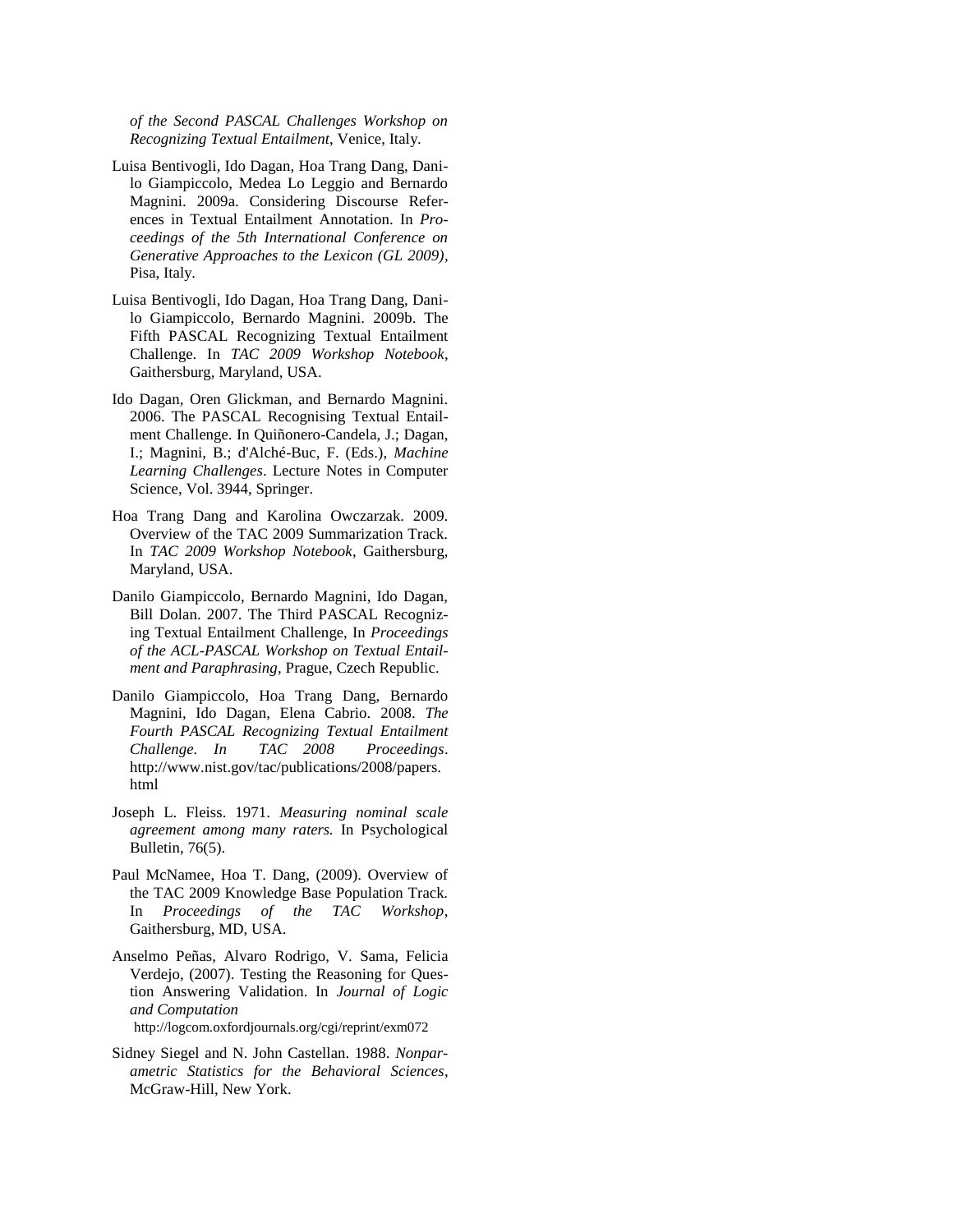*of the Second PASCAL Challenges Workshop on Recognizing Textual Entailment*, Venice, Italy.

Luisa Bentivogli, Ido Dagan, Hoa Trang Dang, Danilo Giampiccolo, Medea Lo Leggio and Bernardo Magnini. 2009a. Considering Discourse References in Textual Entailment Annotation. In *Proceedings of the 5th International Conference on Generative Approaches to the Lexicon (GL 2009)*, Pisa, Italy.

Luisa Bentivogli, Ido Dagan, Hoa Trang Dang, Danilo Giampiccolo, Bernardo Magnini. 2009b. The Fifth PASCAL Recognizing Textual Entailment Challenge. In *TAC 2009 Workshop Notebook*, Gaithersburg, Maryland, USA.

Ido Dagan, Oren Glickman, and Bernardo Magnini. 2006. The PASCAL Recognising Textual Entailment Challenge. In Quiñonero-Candela, J.; Dagan, I.; Magnini, B.; d'Alché-Buc, F. (Eds.), *Machine Learning Challenges*. Lecture Notes in Computer Science, Vol. 3944, Springer.

Hoa Trang Dang and Karolina Owczarzak. 2009. Overview of the TAC 2009 Summarization Track. In *TAC 2009 Workshop Notebook*, Gaithersburg, Maryland, USA.

Danilo Giampiccolo, Bernardo Magnini, Ido Dagan, Bill Dolan. 2007. The Third PASCAL Recognizing Textual Entailment Challenge, In *Proceedings of the ACL-PASCAL Workshop on Textual Entailment and Paraphrasing*, Prague, Czech Republic.

Danilo Giampiccolo, Hoa Trang Dang, Bernardo Magnini, Ido Dagan, Elena Cabrio. 2008. *The Fourth PASCAL Recognizing Textual Entailment Challenge. In TAC 2008 Proceedings*. http://www.nist.gov/tac/publications/2008/papers.html

Joseph L. Fleiss. 1971. *Measuring nominal scale agreement among many raters.* In Psychological Bulletin, 76(5).

Paul McNamee, Hoa T. Dang, (2009). Overview of the TAC 2009 Knowledge Base Population Track. In *Proceedings of the TAC Workshop*, Gaithersburg, MD, USA.

Anselmo Peñas, Alvaro Rodrigo, V. Sama, Felicia Verdejo, (2007). Testing the Reasoning for Question Answering Validation. In *Journal of Logic and Computation* http://logcom.oxfordjournals.org/cgi/reprint/exm072

Sidney Siegel and N. John Castellan. 1988. *Nonparametric Statistics for the Behavioral Sciences*, McGraw-Hill, New York.